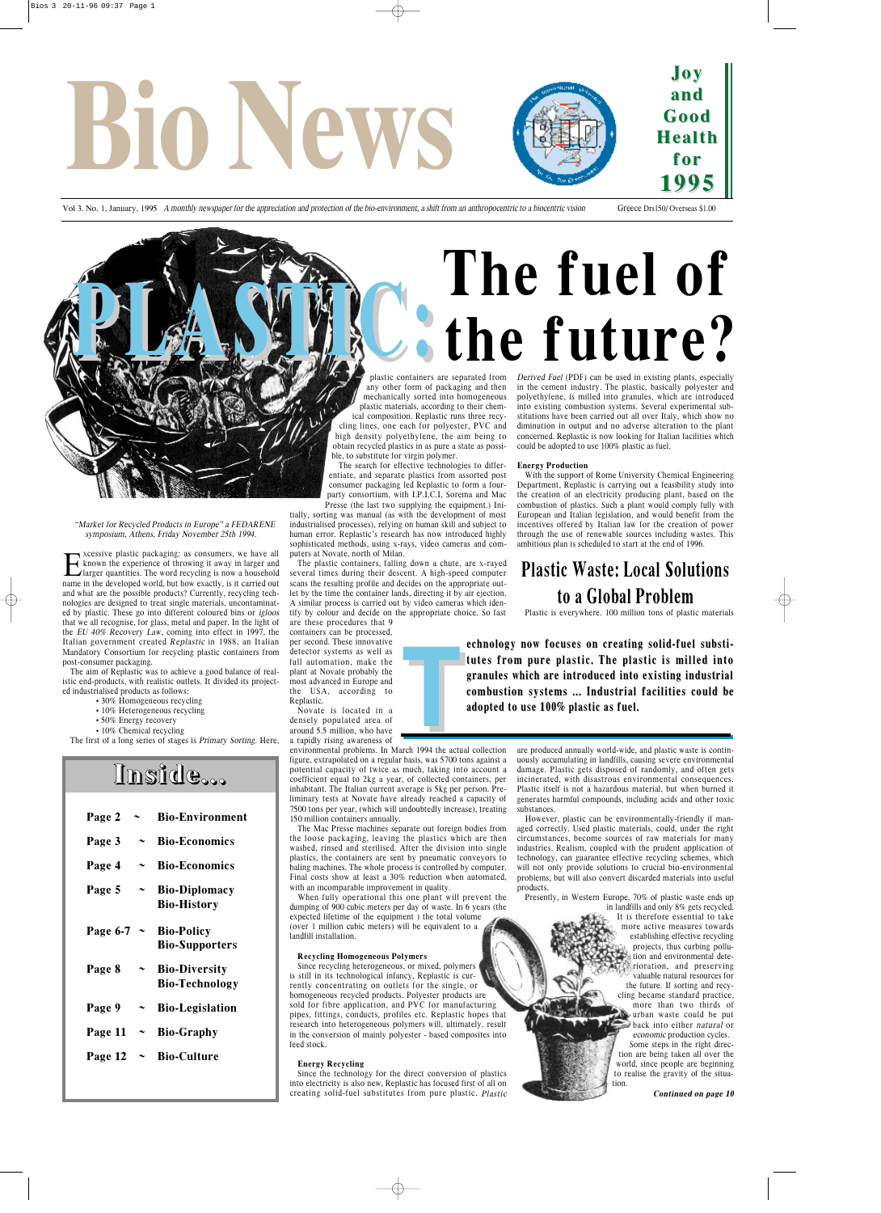# Bio News

**Joy and Good Health for 1995**

Vol 3. No. 1, January, 1995 *A monthly newspaper for the appreciation and protection of the bio-environment, a shift from an anthropocentric to a biocentric vision*

Greece Drs150/ Overseas $1.00

# PLASTIC: The fuel of the future?

*"Market for Recycled Products in Europe" a FEDARENE symposium, Athens, Friday November 25th 1994.*

Excessive plastic packaging: as consumers, we have all known the experience of throwing it away in larger and larger quantities. The word recycling is now a household name in the developed world, but how exactly, is it carried out and what are the possible products? Currently, recycling technologies are designed to treat single materials, uncontaminated by plastic. These go into different coloured bins or *igloos* that we all recognise, for glass, metal and paper. In the light of the *EU 40% Recovery Law*, coming into effect in 1997, the Italian government created *Replastic* in 1988, an Italian Mandatory Consortium for recycling plastic containers from post-consumer packaging.

The aim of Replastic was to achieve a good balance of realistic end-products, with realistic outlets. It divided its projected industrialised products as follows:

- 30% Homogeneous recycling
- 10% Heterogeneous recycling
- 50% Energy recovery
- 10% Chemical recycling

The first of a long series of stages is *Primary Sorting*. Here, plastic containers are separated from any other form of packaging and then mechanically sorted into homogeneous plastic materials, according to their chemical composition. Replastic runs three recycling lines, one each for polyester, PVC and high density polyethylene, the aim being to obtain recycled plastics in as pure a state as possible, to substitute for virgin polymer.

The search for effective technologies to differentiate, and separate plastics from assorted post consumer packaging led Replastic to form a four-party consortium, with I.P.I.C.I, Sorema and Mac Presse (the last two supplying the equipment.) Initially, sorting was manual (as with the development of most industrialised processes), relying on human skill and subject to human error. Replastic's research has now introduced highly sophisticated methods, using x-rays, video cameras and computers at Novate, north of Milan.

The plastic containers, falling down a chute, are x-rayed several times during their descent. A high-speed computer scans the resulting profile and decides on the appropriate outlet by the time the container lands, directing it by air ejection. A similar process is carried out by video cameras which identify by colour and decide on the appropriate choice. So fast are these procedures that 9 containers can be processed, per second. These innovative detector systems as well as full automation, make the plant at Novate probably the most advanced in Europe and the USA, according to Replastic.

Novate is located in a densely populated area of around 5.5 million, who have a rapidly rising awareness of environmental problems. In March 1994 the actual collection figure, extrapolated on a regular basis, was 5700 tons against a potential capacity of twice as much, taking into account a coefficient equal to 2kg a year, of collected containers, per inhabitant. The Italian current average is 5kg per person. Preliminary tests at Novate have already reached a capacity of 7500 tons per year, (which will undoubtedly increase), treating 150 million containers annually.

The Mac Presse machines separate out foreign bodies from the loose packaging, leaving the plastics which are then washed, rinsed and sterilised. After the division into single plastics, the containers are sent by pneumatic conveyors to baling machines. The whole process is controlled by computer. Final costs show at least a 30% reduction when automated, with an incomparable improvement in quality.

When fully operational this one plant will prevent the dumping of 900 cubic meters per day of waste. In 6 years (the expected lifetime of the equipment ) the total volume (over 1 million cubic meters) will be equivalent to a landfill installation.

**Recycling Homogeneous Polymers**

Since recycling heterogeneous, or mixed, polymers is still in its technological infancy, Replastic is currently concentrating on outlets for the single, or homogeneous recycled products. Polyester products are sold for fibre application, and PVC for manufacturing pipes, fittings, conducts, profiles etc. Replastic hopes that research into heterogeneous polymers will, ultimately, result in the conversion of mainly polyester - based composites into feed stock.

**Energy Recycling**

Since the technology for the direct conversion of plastics into electricity is also new, Replastic has focused first of all on creating solid-fuel substitutes from pure plastic. *Plastic Derived Fuel* (PDF) can be used in existing plants, especially in the cement industry. The plastic, basically polyester and polyethylene, is milled into granules, which are introduced into existing combustion systems. Several experimental substitutions have been carried out all over Italy, which show no diminution in output and no adverse alteration to the plant concerned. Replastic is now looking for Italian facilities which could be adopted to use 100% plastic as fuel.

**Energy Production**

With the support of Rome University Chemical Engineering Department, Replastic is carrying out a feasibility study into the creation of an electricity producing plant, based on the combustion of plastics. Such a plant would comply fully with European and Italian legislation, and would benefit from the incentives offered by Italian law for the creation of power through the use of renewable sources including wastes. This ambitious plan is scheduled to start at the end of 1996.

> **Technology now focuses on creating solid-fuel substitutes from pure plastic. The plastic is milled into granules which are introduced into existing industrial combustion systems ... Industrial facilities could be adopted to use 100% plastic as fuel.**

## Plastic Waste: Local Solutions to a Global Problem

Plastic is everywhere. 100 million tons of plastic materials are produced annually world-wide, and plastic waste is continuously accumulating in landfills, causing severe environmental damage. Plastic gets disposed of randomly, and often gets incinerated, with disastrous environmental consequences. Plastic itself is not a hazardous material, but when burned it generates harmful compounds, including acids and other toxic substances.

However, plastic can be environmentally-friendly if managed correctly. Used plastic materials, could, under the right circumstances, become sources of raw materials for many industries. Realism, coupled with the prudent application of technology, can guarantee effective recycling schemes, which will not only provide solutions to crucial bio-environmental problems, but will also convert discarded materials into useful products.

Presently, in Western Europe, 70% of plastic waste ends up in landfills and only 8% gets recycled. It is therefore essential to take more active measures towards establishing effective recycling projects, thus curbing pollution and environmental deterioration, and preserving valuable natural resources for the future. If sorting and recycling became standard practice, more than two thirds of urban waste could be put back into either *natural* or *economic* production cycles. Some steps in the right direction are being taken all over the world, since people are beginning to realise the gravity of the situation.

***Continued on page 10***

## Inside...

| | | |
|---|---|---|
| Page 2 | ~ | Bio-Environment |
| Page 3 | ~ | Bio-Economics |
| Page 4 | ~ | Bio-Economics |
| Page 5 | ~ | Bio-Diplomacy Bio-History |
| Page 6-7 | ~ | Bio-Policy Bio-Supporters |
| Page 8 | ~ | Bio-Diversity Bio-Technology |
| Page 9 | ~ | Bio-Legislation |
| Page 11 | ~ | Bio-Graphy |
| Page 12 | ~ | Bio-Culture |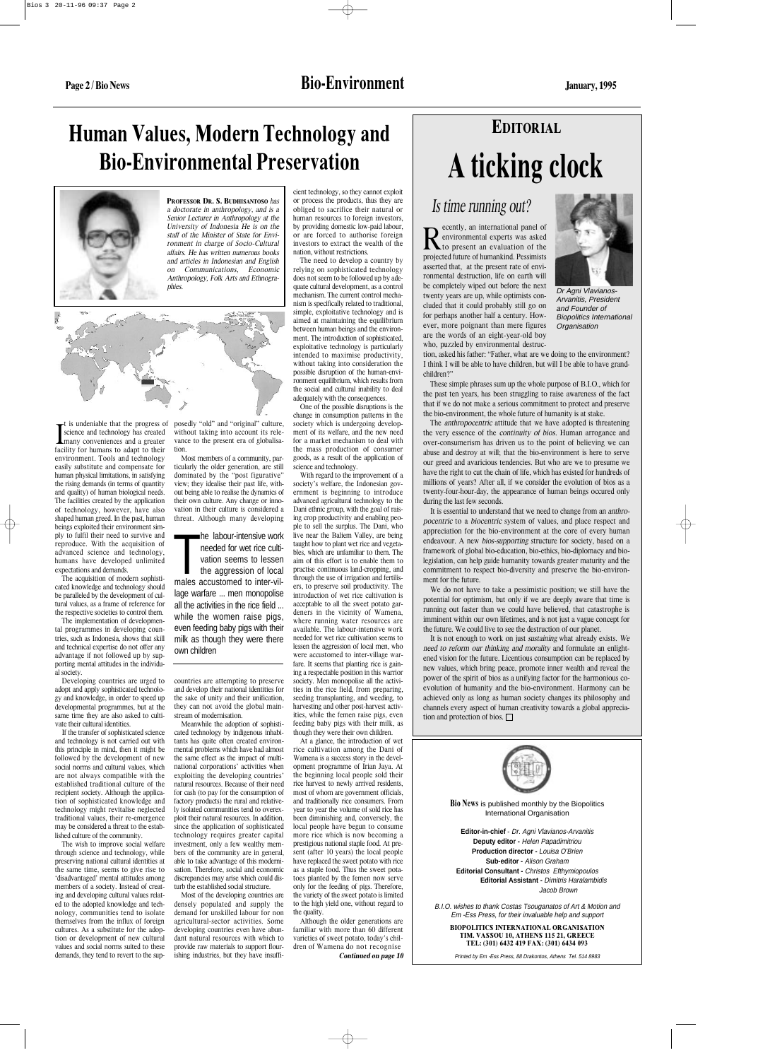# Human Values, Modern Technology and Bio-Environmental Preservation

**PROFESSOR DR. S. BUDHISANTOSO** *has a doctorate in anthropology, and is a Senior Lecturer in Anthropology at the University of Indonesia He is on the staff of the Minister of State for Environment in charge of Socio-Cultural affairs. He has written numerous books and articles in Indonesian and English on Communications, Economic Anthropology, Folk Arts and Ethnographies.*

It is undeniable that the progress of science and technology has created many conveniences and a greater facility for humans to adapt to their environment. Tools and technology easily substitute and compensate for human physical limitations, in satisfying the rising demands (in terms of quantity and quality) of human biological needs. The facilities created by the application of technology, however, have also shaped human greed. In the past, human beings exploited their environment simply to fulfil their need to survive and reproduce. With the acquisition of advanced science and technology, humans have developed unlimited expectations and demands.

The acquisition of modern sophisticated knowledge and technology should be paralleled by the development of cultural values, as a frame of reference for the respective societies to control them.

The implementation of developmental programmes in developing countries, such as Indonesia, shows that skill and technical expertise do not offer any advantage if not followed up by supporting mental attitudes in the individual society.

Developing countries are urged to adopt and apply sophisticated technology and knowledge, in order to speed up developmental programmes, but at the same time they are also asked to cultivate their cultural identities.

If the transfer of sophisticated science and technology is not carried out with this principle in mind, then it might be followed by the development of new social norms and cultural values, which are not always compatible with the established traditional culture of the recipient society. Although the application of sophisticated knowledge and technology might revitalise neglected traditional values, their re-emergence may be considered a threat to the established culture of the community.

The wish to improve social welfare through science and technology, while preserving national cultural identities at the same time, seems to give rise to 'disadvantaged' mental attitudes among members of a society. Instead of creating and developing cultural values related to the adopted knowledge and technology, communities tend to isolate themselves from the influx of foreign cultures. As a substitute for the adoption or development of new cultural values and social norms suited to these demands, they tend to revert to the supposedly "old" and "original" culture, without taking into account its relevance to the present era of globalisation.

Most members of a community, particularly the older generation, are still dominated by the "post figurative" view; they idealise their past life, without being able to realise the dynamics of their own culture. Any change or innovation in their culture is considered a threat. Although many developing countries are attempting to preserve and develop their national identities for the sake of unity and their unification, they can not avoid the global mainstream of modernisation.

> The labour-intensive work needed for wet rice cultivation seems to lessen the aggression of local males accustomed to inter-village warfare ... men monopolise all the activities in the rice field ... while the women raise pigs, even feeding baby pigs with their milk as though they were there own children

Meanwhile the adoption of sophisticated technology by indigenous inhabitants has quite often created environmental problems which have had almost the same effect as the impact of multinational corporations' activities when exploiting the developing countries' natural resources. Because of their need for cash (to pay for the consumption of factory products) the rural and relatively isolated communities tend to overexploit their natural resources. In addition, since the application of sophisticated technology requires greater capital investment, only a few wealthy members of the community are in general, able to take advantage of this modernisation. Therefore, social and economic discrepancies may arise which could disturb the established social structure.

Most of the developing countries are densely populated and supply the demand for unskilled labour for non agricultural-sector activities. Some developing countries even have abundant natural resources with which to provide raw materials to support flourishing industries, but they have insufficient technology, so they cannot exploit or process the products, thus they are obliged to sacrifice their natural or human resources to foreign investors, by providing domestic low-paid labour, or are forced to authorise foreign investors to extract the wealth of the nation, without restrictions.

The need to develop a country by relying on sophisticated technology does not seem to be followed up by adequate cultural development, as a control mechanism. The current control mechanism is specifically related to traditional, simple, exploitative technology and is aimed at maintaining the equilibrium between human beings and the environment. The introduction of sophisticated, exploitative technology is particularly intended to maximise productivity, without taking into consideration the possible disruption of the human-environment equilibrium, which results from the social and cultural inability to deal adequately with the consequences.

One of the possible disruptions is the change in consumption patterns in the society which is undergoing development of its welfare, and the new need for a market mechanism to deal with the mass production of consumer goods, as a result of the application of science and technology.

With regard to the improvement of a society's welfare, the Indonesian government is beginning to introduce advanced agricultural technology to the Dani ethnic group, with the goal of raising crop productivity and enabling people to sell the surplus. The Dani, who live near the Baliem Valley, are being taught how to plant wet rice and vegetables, which are unfamiliar to them. The aim of this effort is to enable them to practise continuous land-cropping, and through the use of irrigation and fertilisers, to preserve soil productivity. The introduction of wet rice cultivation is acceptable to all the sweet potato gardeners in the vicinity of Wamena, where running water resources are available. The labour-intensive work needed for wet rice cultivation seems to lessen the aggression of local men, who were accustomed to inter-village warfare. It seems that planting rice is gaining a respectable position in this warrior society. Men monopolise all the activities in the rice field, from preparing, seeding transplanting, and weeding, to harvesting and other post-harvest activities, while the femen raise pigs, even feeding baby pigs with their milk, as though they were their own children.

At a glance, the introduction of wet rice cultivation among the Dani of Wamena is a success story in the development programme of Irian Jaya. At the beginning local people sold their rice harvest to newly arrived residents, most of whom are government officials, and traditionally rice consumers. From year to year the volume of sold rice has been diminishing and, conversely, the local people have begun to consume more rice which is now becoming a prestigious national staple food. At present (after 10 years) the local people have replaced the sweet potato with rice as a staple food. Thus the sweet potatoes planted by the femen now serve only for the feeding of pigs. Therefore, the variety of the sweet potato is limited to the high yield one, without regard to the quality.

Although the older generations are familiar with more than 60 different varieties of sweet potato, today's children of Wamena do not recognise

***Continued on page 10***

## EDITORIAL

# A ticking clock

## *Is time running out?*

Recently, an international panel of environmental experts was asked to present an evaluation of the projected future of humankind. Pessimists asserted that, at the present rate of environmental destruction, life on earth will be completely wiped out before the next twenty years are up, while optimists concluded that it could probably still go on for perhaps another half a century. However, more poignant than mere figures are the words of an eight-year-old boy who, puzzled by environmental destruction, asked his father: "Father, what are we doing to the environment? I think I will be able to have children, but will I be able to have grandchildren?"

*Dr Agni Vlavianos-Arvanitis, President and Founder of Biopolitics International Organisation*

These simple phrases sum up the whole purpose of B.I.O., which for the past ten years, has been struggling to raise awareness of the fact that if we do not make a serious commitment to protect and preserve the bio-environment, the whole future of humanity is at stake.

The *anthropocentric* attitude that we have adopted is threatening the very essence of the *continuity of bios*. Human arrogance and over-consumerism has driven us to the point of believing we can abuse and destroy at will; that the bio-environment is here to serve our greed and avaricious tendencies. But who are we to presume we have the right to cut the chain of life, which has existed for hundreds of millions of years? After all, if we consider the evolution of bios as a twenty-four-hour-day, the appearance of human beings occured only during the last few seconds.

It is essential to understand that we need to change from an *anthropocentric* to a *biocentric* system of values, and place respect and appreciation for the bio-environment at the core of every human endeavour. A new *bios-supporting* structure for society, based on a framework of global bio-education, bio-ethics, bio-diplomacy and bio-legislation, can help guide humanity towards greater maturity and the commitment to respect bio-diversity and preserve the bio-environment for the future.

We do not have to take a pessimistic position; we still have the potential for optimism, but only if we are deeply aware that time is running out faster than we could have believed, that catastrophe is imminent within our own lifetimes, and is not just a vague concept for the future. We could live to see the destruction of our planet.

It is not enough to work on just *sustaining* what already exists. *We need to reform our thinking and morality* and formulate an enlightened vision for the future. Licentious consumption can be replaced by new values, which bring peace, promote inner wealth and reveal the power of the spirit of bios as a unifying factor for the harmonious co-evolution of humanity and the bio-environment. Harmony can be achieved only as long as human society changes its philosophy and channels every aspect of human creativity towards a global appreciation and protection of bios. □

---

**Bio News** is published monthly by the Biopolitics International Organisation

**Editor-in-chief** - *Dr. Agni Vlavianos-Arvanitis*
**Deputy editor** - *Helen Papadimitriou*
**Production director** - *Louisa O'Brien*
**Sub-editor** - *Alison Graham*
**Editorial Consultant** - *Christos Efthymiopoulos*
**Editorial Assistant** - *Dimitris Haralambidis*
*Jacob Brown*

*B.I.O. wishes to thank Costas Tsouganatos of Art & Motion and Em -Ess Press, for their invaluable help and support*

**BIOPOLITICS INTERNATIONAL ORGANISATION**
**TIM. VASSOU 10, ATHENS 115 21, GREECE**
**TEL: (301) 6432 419 FAX: (301) 6434 093**

*Printed by Em -Ess Press, 88 Drakontos, Athens Tel. 514 8983*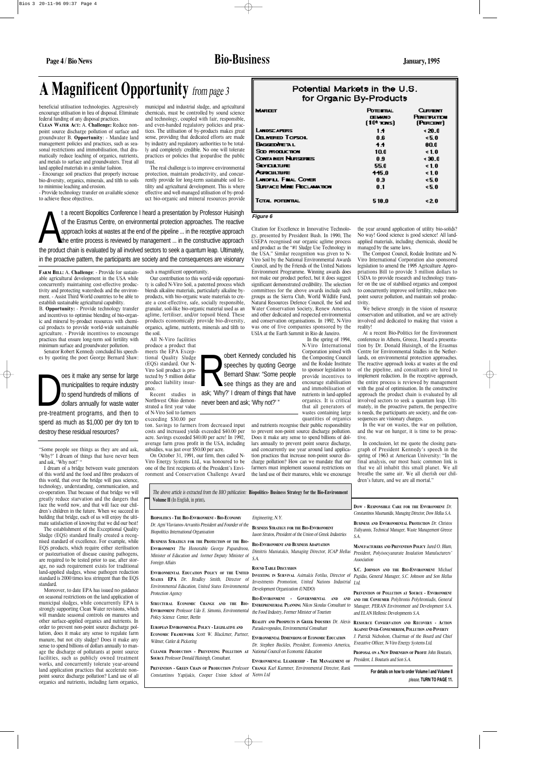# A Magnificent Opportunity *from page 3*

beneficial utilisation technologies. Aggressively encourage utilisation in lieu of disposal. Eliminate federal funding of any disposal practices.

**CLEAN WATER ACT:** A. **Challenge:** Reduce non-point source pollution of surface and groundwater B. **Opportunity**: - Mandate land management policies and practices, such as seasonal restrictions and immobilisation, that dramatically reduce leaching of organics, nutrients, and metals to surface and groundwaters. Treat all land applied materials in a similar fashion.

- Encourage soil practices that properly increase bio-diversity, organics, minerals, and tilth to soils to minimise leaching and erosion.
- Provide technology transfer on available science to achieve these objectives.

municipal and industrial sludge, and agricultural chemicals, must be controlled by sound science and technology, coupled with fair, responsible, and even-handed regulatory policies and practices. The utilisation of by-products makes great sense, providing that dedicated efforts are made by industry and regulatory authorities to be totally and completely credible. No one will tolerate practices or policies that jeopardise the public trust.

The real challenge is to improve environmental protection, maintain productivity, and concurrently provide for long-term sustainable soil fertility and agricultural development. This is where effective and well-managed utilisation of by-product bio-organic and mineral resources provide

> At a recent Biopolitics Conference I heard a presentation by Professor Huisingh of the Erasmus Centre, on environmental protection approaches. The reactive approach looks at wastes at the end of the pipeline ... in the receptive approach the entire process is reviewed by management ... in the constructive approach the product chain is evaluated by all involved sectors to seek a quantum leap. Ultimately, in the proactive pattern, the participants are society and the consequences are visionary

**FARM BILL:** A. **Challenge**: - Provide for sustainable agricultural development in the USA while concurrently maintaining cost-effective productivity and protecting watersheds and the environment. - Assist Third World countries to be able to establish sustainable agricultural capability.

B. **Opportunity:** - Provide technology transfer and incentives to optimise blending of bio-organic and mineral by-product resources with chemical products to provide world-wide sustainable agriculture. - Provide incentives to encourage practices that ensure long-term soil fertility with minimum surface and groundwater pollution.

Senator Robert Kennedy concluded his speeches by quoting the poet George Bernard Shaw:

> Does it make any sense for large municipalities to require industry to spend hundreds of millions of dollars annually for waste water pre-treatment programs, and then to spend as much as $1,000 per dry ton to destroy these residual resources?

"Some people see things as they are and ask, 'Why?' I dream of things that have never been and ask, 'Why not!' "

I dream of a bridge between waste generators of this world and the food and fibre producers of this world, that over the bridge will pass science, technology, understanding, communication, and co-operation. That because of that bridge we will greatly reduce starvation and the dangers that face the world now, and that will face our children's children in the future. When we succeed in building that bridge, each of us will enjoy the ultimate satisfaction of knowing that we did our best!

The establishment of the Exceptional Quality Sludge (EQS) standard finally created a recognised standard of excellence. For example, while EQS products, which require either sterilisation or pasteurisation of disease causing pathogens, are required to be tested prior to use, after storage, no such requirement exists for traditional land-applied sludges, whose pathogen reduction standard is 2000 times less stringent than the EQS standard.

Moreover, to date EPA has issued no guidance on seasonal restrictions on the land application of municipal sludges, while concurrently EPA is strongly supporting Clean Water revisions, which will mandate seasonal controls on manures and other surface-applied organics and nutrients. In order to prevent non-point source discharge pollution, does it make any sense to regulate farm manure, but not city sludge? Does it make any sense to spend billions of dollars annually to manage the discharge of pollutants at point source facilities, such as publicly owned treatment works, and concurrently tolerate year-around land application practices that accelerate non-point source discharge pollution? Land use of all organics and nutrients, including farm organics,

such a magnificent opportunity.

Our contribution to this world-wide opportunity is called N-Viro Soil, a patented process which blends alkaline materials, particularly alkaline by-products, with bio-organic waste materials to create a cost-effective, safe, socially responsible, granular, soil-like bio-organic material used as an aglime, fertiliser, and/or topsoil blend. These products economically provide bio-diversity, organics, aglime, nutrients, minerals and tilth to the soil.

All N-Viro facilities produce a product that meets the EPA Exceptional Quality Sludge (EQS) standard. Our N-Viro Soil product is protected by 5 million dollar product liability insurance.

> Robert Kennedy concluded his speeches by quoting George Bernard Shaw: "Some people see things as they are and ask; 'Why?' I dream of things that have never been and ask; 'Why not?' "

Recent studies in Northwest Ohio demonstrated a first year value of N-Viro Soil to farmers exceeding $30.00 per ton. Savings to farmers from decreased input costs and increased yields exceeded $40.00 per acre. Savings exceeded $40.00 per acre! In 1992, average farm gross profit in the USA, including subsidies, was just over $50.00 per acre.

On October 31, 1991, our firm, then called N-Viro Energy Systems Ltd., was honoured to be one of the first recipients of the President's Environment and Conservation Challenge Award

| Market | Potential Demand ($10^6$ tons) | Current Penetration (Percent) |
|---|---|---|
| Landscapers | 1.4 | < 20.0 |
| Delivered Topsoil | 0.6 | <5.0 |
| Bagged/Retail | 4.4 | 80.0 |
| Sod Production | 10.0 | < 1.0 |
| Container Nurseries | 0.9 | < 30.0 |
| Silviculture | 55.0 | < 1.0 |
| Agriculture | 445.0 | < 1.0 |
| Landfill Final Cover | 0.3 | <5.0 |
| Surface Mine Reclamation | 0.1 | <5.0 |
| Total potential | 518.0 | <2.0 |

*Figure 6* Potential Markets in the U.S. for Organic By-Products

Citation for Excellence in Innovative Technology, presented by President Bush. In 1990, The USEPA recognised our organic algime process and product as the "#1 Sludge Use Technology in the USA." Similar recognition was given to N-Viro Soil by the National Environmental Awards Council, and by the Friends of the United Nations Environment Programme. Winning awards does not make our product perfect, but it does suggest significant demonstrated credibility. The selection committees for the above awards include such groups as the Sierra Club, World Wildlife Fund, Natural Resources Defence Council, the Soil and Water Conservation Society, Renew America, and other dedicated and respected environmental and conservation organisations. In 1992, N-Viro was one of five companies sponsored by the USIA at the Earth Summit in Rio de Janeiro.

In the spring of 1994, N-Viro International Corporation joined with the Composting Council and the Rodale Institute to sponsor legislation to provide incentives to encourage stabilisation and immobilisation of nutrients in land-applied organics. It is critical that all generators of wastes containing large quantities of organics and nutrients recognise their public responsibility to prevent non-point source discharge pollution. Does it make any sense to spend billions of dollars annually to prevent point source discharge, and concurrently use year around land application practices that increase non-point source discharge pollution? How can we mandate that our farmers must implement seasonal restrictions on the land use of their manures, while we encourage

the year around application of utility bio-solids? No way! Good science is good science! All land-applied materials, including chemicals, should be managed by the same laws.

The Compost Council, Rodale Institute and N-Viro International Corporation also sponsored legislation to amend the 1995 Agriculture Appropriations Bill to provide 3 million dollars to USDA to provide research and technology transfer on the use of stabilised organics and compost to concurrently improve soil fertility, reduce non-point source pollution, and maintain soil productivity.

We believe strongly in the vision of resource conservation and utilisation, and we are actively involved and dedicated to making that vision a reality!

At a recent Bio-Politics for the Environment conference in Athens, Greece, I heard a presentation by Dr. Donald Huisingh, of the Erasmus Centre for Environmental Studies in the Netherlands, on environmental protection approaches. The reactive approach looks at wastes at the end of the pipeline, and consultants are hired to implement reduction. In the receptive approach, the entire process is reviewed by management with the goal of optimisation. In the constructive approach the product chain is evaluated by all involved sectors to seek a quantum leap. Ultimately, in the proactive pattern, the perspective is needs, the participants are society, and the consequences are visionary changes.

In the war on wastes, the war on pollution, and the war on hunger, it is time to be proactive.

In conclusion, let me quote the closing paragraph of President Kennedy's speech in the spring of 1963 at American University: "In the final analysis, our most basic common link is that we all inhabit this small planet. We all breathe the same air. We all cherish our children's future, and we are all mortal."

---

*The above article is extracted from the BIO publication:* **Biopolitics- Business Strategy for the Bio-Environment Volume II** (In English, in print)**.**

**BIOPOLITICS - THE BIO-ENVIRONMENT - BIO-ECONOMY** *Dr. Agni Vlavianos-Arvanitis President and Founder of the Biopolitics International Organisation*

**BUSINESS STRATEGY FOR THE PROTECTION OF THE BIO-ENVIRONMENT** *The Honorable George Papandreou, Minister of Education and former Deputy Minister of Foreign Affairs*

**ENVIRONMENTAL EDUCATION POLICY OF THE UNITED STATES EPA** *Dr. Bradley Smith, Director of Environmental Education, United States Environmental Protection Agency*

**STRUCTURAL ECONOMIC CHANGE AND THE BIO-ENVIRONMENT** *Professor Udo E. Simonis, Environmental Policy Science Center, Berlin*

**EUROPEAN ENVIRONMENTAL POLICY - LEGISLATIVE AND ECONOMIC FRAMEWORK** *Scott W. Blackmer, Partner, Wilmer, Cutler & Pickering*

**CLEANER PRODUCTION - PREVENTING POLLUTION AT SOURCE** *Professor Donald Huisingh, Consultant.*

**PREVENTION - GREEN CHAIN OF PRODUCTION** *Professor Constantinos Yapijakis, Cooper Union School of Engineering, N.Y.*

**BUSINESS STRATEGY FOR THE BIO-ENVIRONMENT** *Iason Stratos, President of the Union of Greek Industries*

**BIO-ENVIRONMENT AND BUSINESS ADAPTATION** *Dimitris Maniatakis, Managing Director, ICAP Hellas S.A.*

**ROUND TABLE DISCUSSION**

**INVESTING IN SURVIVAL** *Asimakis Fotilas, Director of Investments Promotion, United Nations Industrial Development Organization (UNIDO)*

**BIO-ENVIRONMENT - GOVERNMENTAL AND ENTREPRENEURIAL PLANNING** *Nikos Skoulas Consultant to the Food Industry, Former Minister of Tourism*

**REALITY AND PROSPECTS IN GREEK INDUSTRY** *Dr. Alexis Paraskevopoulos, Environmental Consultant*

**ENVIRONMENTAL DIMENSIONS OF ECONOMIC EDUCATION** *Dr. Stephen Buckles, President, Economics America, National Council on Economic Education*

**ENVIRONMENTAL LEADERSHIP - THE MANAGEMENT OF CHANGE** *Karl Kummer, Environmental Director, Rank Xerox Ltd*

**DOW - RESPONSIBLE CARE FOR THE ENVIRONMENT** *Dr. Constantinos Masmanidis, Managing Director, Dow Hellas S.A.*

**BUSINESS AND ENVIRONMENTAL PROTECTION** *Dr. Christos Tsiliyannis, Technical Manager, Waste Management Greece S.A.*

**MANUFACTURERS AND PREVENTION POLICY** *Jared O. Blum, President, Polyisocyanurate Insulation Manufacturers' Association*

**S.C. JOHNSON AND THE BIO-ENVIRONMENT** *Michael Pagidas, General Manager, S.C. Johnson and Son Hellas Ltd.*

**PREVENTION OF POLLUTION AT SOURCE - ENVIRONMENT AND THE CONSUMER** *Polyhronis Polyhroniadis, General Manager, PERAN Environment and Development S.A. and ELAN Hellenic Developments S.A.*

**RESOURCE CONSERVATION AND RECOVERY - ACTION AGAINST OVER-CONSUMERISM, POLLUTION AND POVERTY** *J. Patrick Nicholson, Chairman of the Board and Chief Executive Officer, N-Viro Energy Systems Ltd.*

**PROPOSAL ON A NEW DIMENSION OF PROFIT** *John Boutaris, President, I. Boutaris and Son S.A.*

**For details on how to order Volume I and Volume II** *please,* **TURN TO PAGE 11.**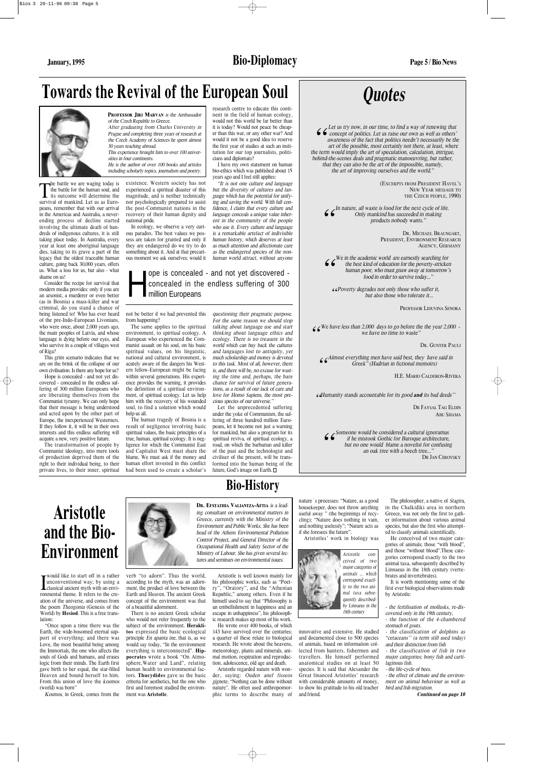# Towards the Revival of the European Soul

**PROFESSOR JIRI MARVAN** *is the Ambassador of the Czech Republic to Greece. After graduating from Charles University in Prague and completing three years of research at the Czech Academy of Sciences he spent almost 30 years teaching abroad. This experience brought him to over 100 universities in four continents. He is the author of over 100 books and articles including scholarly topics, journalism and poetry.*

The battle we are waging today is the battle for the human soul, and its outcome will determine the survival of mankind. Let us as Europeans, remember that with our arrival in the Americas and Australia, a never-ending process of decline started involving the ultimate death of hundreds of indigenous cultures, it is still taking place today. In Australia, every year at least one aboriginal language dies, taking to its grave a part of the legacy that the oldest traceable human culture, going back 30,000 years, offers us. What a loss for us, but also - what shame on us!

Consider the recipe for survival that modern media provides: only if you are an arsonist, a murderer or even better (as in Bosnia) a mass-killer and war criminal, do you stand a chance of being listened to! Who has ever heard of the pre-Indo-European Livonians, who were once, about 2,000 years ago, the main peoples of Latvia, and whose language is dying before our eyes, and who survive in a couple of villages west of Riga?

This grim scenario indicates that we are on the brink of the collapse of our own civilisation. Is there any hope for us?

Hope is concealed - and not yet discovered - concealed in the endless suffering of 300 million Europeans who are liberating themselves from the Communist tyranny. We can only hope that their message is being understood and acted upon by the other part of Europe, the inexperienced Westerners. If they follow it, it will be in their own interests and this endless suffering will acquire a new, very positive future.

The transformation of people by Communist ideology, into mere tools of production deprived them of the right to their individual being, to their private lives, to their inner, spiritual existence. Western society has not experienced a spiritual disaster of this magnitude, and is neither technically nor psychologically prepared to assist the post-Communist nations in the recovery of their human dignity and national pride.

In ecology, we observe a very curious paradox. The best values we possess are taken for granted and only if they are endangered do we try to do something about it. And at that precarious moment we ask ourselves; would it not be better if we had prevented this from happening?

> Hope is concealed - and not yet discovered - concealed in the endless suffering of 300 million Europeans

The same applies to the spiritual environment, to spiritual ecology. A European who experienced the Communist assault on his soul, on his basic spiritual values, on his linguistic, national and cultural environment, is acutely aware of the dangers his Western fellow-European might be facing within several generations. His experience provides the warning, it provides the definition of a spiritual environment, of spiritual ecology. Let us help him with the recovery of his wounded soul, to find a solution which would help us all.

The human tragedy of Bosnia is a result of negligence involving basic spiritual values, the basic principles of a true, human, spiritual ecology. It is negligence for which the Communist East and Capitalist West must share the blame. We must ask if the money and human effort invested in this conflict had been used to create a scholar's research centre to educate this continent in the field of human ecology, would not this world be far better than it is today? Would not peace be cheaper than this war, or any other war? And would it not be a good idea to reserve the first year of studies at such an institution for our top journalists, politicians and diplomats?

I have my own statement on human bio-ethics which was published about 15 years ago and I feel still applies:

*"It is not one culture and language but the diversity of cultures and language which has the potential for unifying and saving the world. With full confidence, I claim that every culture and language conceals a unique value inherent in the community of the people who use it. Every culture and language is a remarkable artefact of indivisible human history, which deserves at least as much attention and affectionate care as the endangered species of the non-human world attract, without anyone questioning their pragmatic purpose. For the same reason we should stop talking about language use and start thinking about language ethics and ecology. There is no treasure in the world which can buy back the cultures and languages lost to antiquity, yet much scholarship and money is devoted to this task. Most of all, however, there is, and there will be, no excuse for wasting the time and, perhaps, the bare chance for survival of future generations, as a result of our lack of care and love for Homo Sapiens, the most precious species of our universe."*

Let the unprecedented suffering under the yoke of Communism, the suffering of three hundred million Europeans, let it become not just a warning for mankind, but also a program for its spiritual reviva, of spiritual ecology, a road, on which the barbarian and killer of the past and the technologist and civiliser of the present, will be transformed into the human being of the future, God's image on Earth. □

# Quotes

*"Let us try now, in our time, to find a way of renewing that concept of politics. Let us raise our own as well as others' awareness of the fact that politics needn't necessarily be the art of the possible, most certainly not there, at least, where the term would imply the art of speculation, calculation, intrigue, behind-the-scenes deals and pragmatic manoeuvring, but rather, that they can also be the art of the impossible, namely, the art of improving ourselves and the world."*

(EXCERPTS FROM PRESIDENT HAVEL'S NEW YEAR MESSAGE TO THE CZECH PEOPLE, 1990)

*"In nature, all waste is food for the next cycle of life. Only mankind has succeeded in making products nobody wants."*

DR. MICHAEL BRAUNGART, PRESIDENT, ENVIRONMENT RESEARCH AGENCY, GERMANY

*"We in the academic world are earnestly searching for the best kind of education for the poverty-stricken human poor, who must gnaw away at tomorrow's food in order to survive today..."*

*"Poverty degrades not only those who suffer it, but also those who tolerate it...*

PROFESSOR LIDUVINA SENORA

*"We have less than 2,000 days to go before the the year 2,000 - we have no time to waste"*

DR. GUNTER PAULI

*"Almost everything men have said best, they have said in Greek" (Hadrian in fictional memoirs)*

H.E. MARIO CALDERON-RIVERA

*"Humanity stands accountable for its good **and** its bad deeds"*

DR FAYSAL TAG ELDIN ABU SHAMA

*"Someone would be considered a cultural ignoramus if he mistook Gothic for Baroque architecture, but no one would blame a novelist for confusing an oak tree with a beech tree..."*

DR JAN CEROVSKY

## Bio-History

# Aristotle and the Bio-Environment

**DR. EFSTATHIA VALIANTZA-AFTIA** *is a leading consultant on environmental matters in Greece, currently with the Ministry of the Environment and Public Works. She has been head of the Athens Environmental Pollution Control Project, and General Director of the Occupational Health and Safety Sector of the Ministry of Labour. She has given several lectures and seminars on environmental issues.*

I would like to start off in a rather unconventional way; by using a classical ancient myth with an environmental theme. It refers to the creation of the universe, and comes from the poem *Theogonia* (Genesis of the World) by **Hesiod**. This is a free translation:

"Once upon a time there was the Earth, the wide-bosomed eternal support of everything; and there was Love, the most beautiful being among the Immortals, the one who affects the souls of Gods and humans, and erases logic from their minds. The Earth first gave birth to her equal, the star-filled Heaven and bound herself to him. From this union of love the *kosmos* (world) was born"

*Kosmos*, in Greek, comes from the verb "to adorn". Thus the world, according to the myth, was an *adornment*, the product of love between the Earth and Heaven. The ancient Greek concept of the environment was that of a beautiful adornment.

There is no ancient Greek scholar who would not refer frequently to the subject of the environment. **Heraklitos** expressed the basic ecological principle *En apanta ine*, that is, as we would say today, "In the environment everything is interconnected". **Hippocrates** wrote a book "On Atmosphere,Water and Land", relating human health to environmental factors. **Thucydides** gave us the basic criteria for aesthetics, but the one who first and foremost studied the environment was **Aristotle**.

Aristotle is well known mainly for his philosophic works, such as "Poetry", "Oratory", and the "Athenian Republic," among others. Even if he himself used to say that "Philosophy is an embellishment in happiness and an escape in unhappiness", his philosophic research makes up most of his work.

He wrote over 400 books, of which 143 have survived over the centuries; a quarter of these relate to biological research. He wrote about the heavens, meteorology, plants and minerals, animal motion, respiration and reproduction, adolescence, old age and death.

Aristotle regarded nature with wonder, saying: *Ouden anef fisseos gignete*, "Nothing can be done without nature". He often used anthropomorphic terms to describe many of nature´s processes: "Nature, as a good housekeeper, does not throw anything useful away " (the beginnings of recycling); "Nature does nothing in vain, and nothing uselessly"; "Nature acts as if she foresees the future".

Aristotles' work in biology was innovative and extensive. He studied and documented close to 500 species of animals, based on information collected from hunters, fishermen and travellers. He himself performed anatomical studies on at least 50 species. It is said that Alexander the Great financed Aristotles' research with considerable amounts of money, to show his gratitude to his old teacher and friend.

*Aristotle conceived of two major categories of animals ... which correspond exactly to the two animal taxa subsequently described by Linnaeus in the 18th century*

The philosopher, a native of *Stagira*, in the Chalkidiki area in northern Greece, was not only the first to gather information about various animal species, but also the first who attempted to classify animals scientifically.

He conceived of two major categories of animals; those "with blood", and those "without blood".These categories correspond exactly to the two animal taxa, subsequently described by Linnaeus in the 18th century (vertebrates and invertebrates).

It is worth mentioning some of the first ever biological observations made by Aristotle:

- *the fertilisation of mollusks, re-discovered only in the 19th century,*
- *the function of the 4-chambered stomach of goats.*
- *the classification of dolphins as "cetaceans" (a term still used today) and their distinction from fish*
- *the classification of fish in two major categories; bony fish and cartilaginous fish.*
- *the life-cycle of bees.*
- *the effect of climate and the environment on animal behaviour as well as bird and fish migration.*

***Continued on page 10***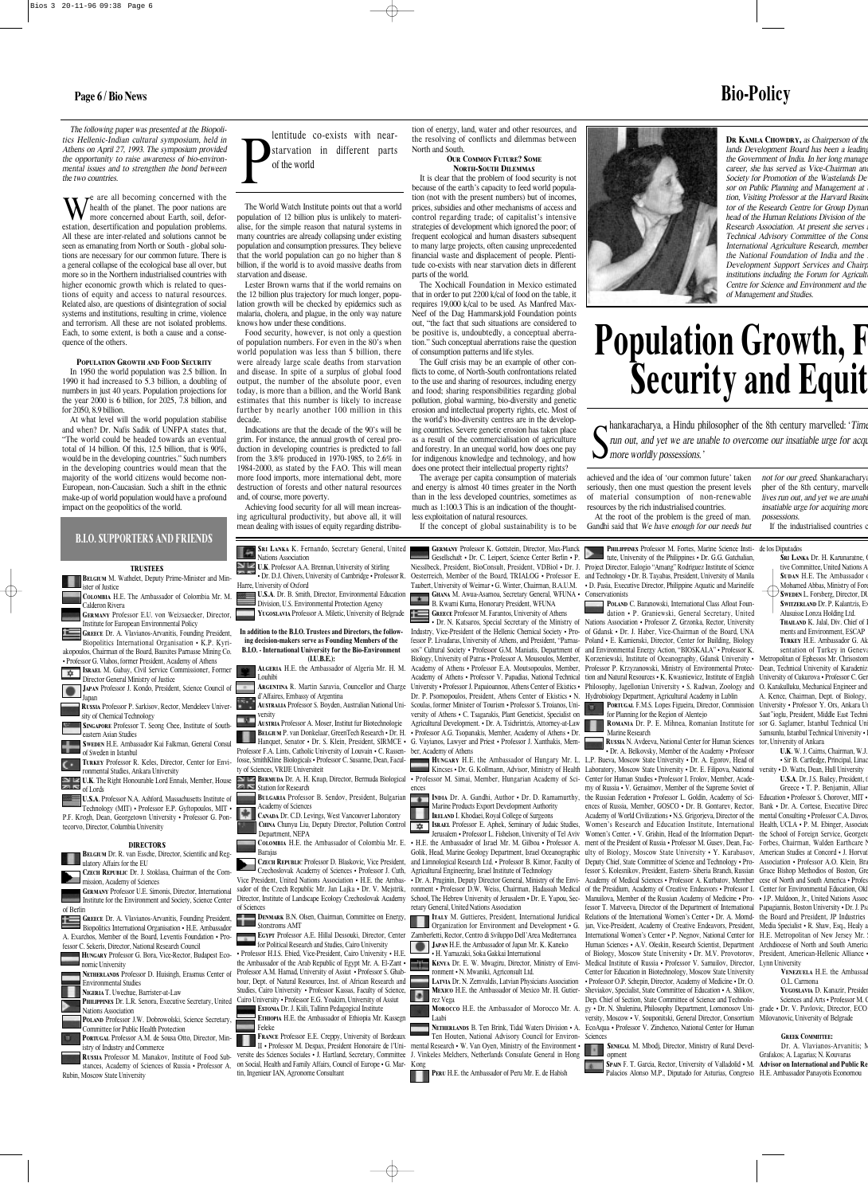*The following paper was presented at the Biopolitics Hellenic-Indian cultural symposium, held in Athens on April 27, 1993. The symposium provided the opportunity to raise awareness of bio-environmental issues and to strengthen the bond between the two countries.*

We are all becoming concerned with the health of the planet. The poor nations are more concerned about Earth, soil, deforestation, desertification and population problems. All these are inter-related and solutions cannot be seen as emanating from North or South - global solutions are necessary for our common future. There is a general collapse of the ecological base all over, but more so in the Northern industrialised countries with higher economic growth which is related to questions of equity and access to natural resources. Related also, are questions of disintegration of social systems and institutions, resulting in crime, violence and terrorism. All these are not isolated problems. Each, to some extent, is both a cause and a consequence of the others.

### Population Growth and Food Security

In 1950 the world population was 2.5 billion. In 1990 it had increased to 5.3 billion, a doubling of numbers in just 40 years. Population projections for the year 2000 is 6 billion, for 2025, 7.8 billion, and for 2050, 8.9 billion.

At what level will the world population stabilise and when? Dr. Nafis Sadik of UNFPA states that, "The world could be headed towards an eventual total of 14 billion. Of this, 12.5 billion, that is 90%, would be in the developing countries." Such numbers in the developing countries would mean that the majority of the world citizens would become non-European, non-Caucasian. Such a shift in the ethnic make-up of world population would have a profound impact on the geopolitics of the world.

**Plentitude co-exists with near-starvation in different parts of the world**

The World Watch Institute points out that a world population of 12 billion plus is unlikely to materialise, for the simple reason that natural systems in many countries are already collapsing under existing population and consumption pressures. They believe that the world population can go no higher than 8 billion, if the world is to avoid massive deaths from starvation and disease.

Lester Brown warns that if the world remains on the 12 billion plus trajectory for much longer, population growth will be checked by epidemics such as malaria, cholera, and plague, in the only way nature knows how under these conditions.

Food security, however, is not only a question of population numbers. For even in the 80's when world population was less than 5 billion, there were already large scale deaths from starvation and disease. In spite of a surplus of global food output, the number of the absolute poor, even today, is more than a billion, and the World Bank estimates that this number is likely to increase further by nearly another 100 million in this decade.

Indications are that the decade of the 90's will be grim. For instance, the annual growth of cereal production in developing countries is predicted to fall from the 3.8% produced in 1970-1985, to 2.6% in 1984-2000, as stated by the FAO. This will mean more food imports, more international debt, more destruction of forests and other natural resources and, of course, more poverty.

Achieving food security for all will mean increasing agricultural productivity, but above all, it will mean dealing with issues of equity regarding distribution of energy, land, water and other resources, and the resolving of conflicts and dilemmas between North and South.

### Our Common Future? Some North-South Dilemmas

It is clear that the problem of food security is not because of the earth's capacity to feed world population (not with the present numbers) but of incomes, prices, subsidies and other mechanisms of access and control regarding trade; of capitalist's intensive strategies of development which ignored the poor; of frequent ecological and human disasters subsequent to many large projects, often causing unprecedented financial waste and displacement of people. Plentitude co-exists with near starvation diets in different parts of the world.

The Xochicall Foundation in Mexico estimated that in order to put 2200 k/cal of food on the table, it requires 19,000 k/cal to be used. As Manfred Max-Neef of the Dag Hammarskjold Foundation points out, "the fact that such situations are considered to be positive is, undoubtedly, a consequence of aberration." Such conceptual aberrations raise the question of consumption patterns and life styles.

The Gulf crisis may be an example of other conflicts to come, of North-South confrontations related to the use and sharing of resources, including energy and food; sharing responsibilities regarding global pollution, global warming, bio-diversity and genetic erosion and intellectual property rights, etc. Most of the world's bio-diversity centres are in the developing countries. Severe genetic erosion has taken place as a result of the commercialisation of agriculture and forestry. In an unequal world, how does one pay for indigenous knowledge and technology, and how does one protect their intellectual property rights?

The average per capita consumption of materials and energy is almost 40 times greater in the North than in the less developed countries, sometimes as much as 1:100.3 This is an indication of the thoughtless exploitation of natural resources.

If the concept of global sustainability is to be achieved and the idea of 'our common future' taken seriously, then one must question the present levels of material consumption of non-renewable resources by the rich industrialised countries.

At the root of the problem is the greed of man. Gandhi said that *We have enough for our needs but not for our greed.* Shankaracharya, a Hindu philospher of the 8th century, marvelled: *'Time and our lives run out, and yet we are unable to overcome our insatiable urge for acquiring more worldly possessions.'*

If the industrialised countries c

*Dr Kamla Chowdhry, as Chairperson of the ...lands Development Board has been a leading ... the Government of India. In her long manage... career, she has served as Vice-Chairman and ... Society for Promotion of the Wastelands De... sor on Public Planning and Management at ... tion, Visiting Professor at the Harvard Busine... tor of the Research Centre for Group Dynam... head of the Human Relations Division of the ... Research Association. At present she serves ... Technical Advisory Committee of the Consu... International Agricultural Research, member ... the National Foundation of India and the ... Development Support Services and Chairp... institutions including the Forum for Agricult... Centre for Science and Environment and the ... of Management and Studies.*

# Population Growth, F... Security and Equit...

> Shankaracharya, a Hindu philosopher of the 8th century marvelled: '*Time ... run out, and yet we are unable to overcome our insatiable urge for acqu... more worldly possessions.*'

## B.I.O. Supporters and Friends

### Trustees

**Belgium** M. Wathelet, Deputy Prime-Minister and Minister of Justice
**Colombia** H.E. The Ambassador of Colombia Mr. R. Calderon Rivera
**Germany** Professor E.U. von Weizsaecker, Director, Institute for European Environmental Policy
**Greece** Dr. A. Vlavianos-Arvanitis, Founding President, Biopolitics International Organisation • K.P. Kyriakopoulos, Chairman of the Board, Bauxites Parnasse Mining Co. • Professor G. Vlahos, former President, Academy of Athens
**Israel** M. Gabay, Civil Service Commissioner, Former Director General Ministry of Justice
**Japan** Professor J. Kondo, President, Science Council of Japan
**Russia** Professor P. Sarkisov, Rector, Mendeleev University of Chemical Technology
**Singapore** Professor T. Seong Chee, Institute of Southeastern Asian Studies
**Sweden** H.E. Ambassador Kai Falkman, General Consul of Sweden in Istanbul
**Turkey** Professor R. Keles, Director, Center for Environmental Studies, Ankara University
**U.K.** The Right Honourable Lord Ennals, Member, House of Lords
**U.S.A.** Professor N. Ashford, Massachusetts Institute of Technology (MIT) • Professor E.P. Gyftopoulos, MIT • P.F. Krogh, Dean, Georgetown University • Professor G. Pontecorvo, Director, Columbia University

### Directors

**Belgium** Dr. R. van Essche, Director, Scientific and Regulatory Affairs for the EU
**Czech Republic** Dr. J. Stoklasa, Chairman of the Commission, Academy of Sciences
**Germany** Professor U.E. Simonis, Director, International Institute for the Environment and Society, Science Center of Berlin
**Greece** Dr. A. Vlavianos-Arvanitis, Founding President, Biopolitics International Organisation • H.E. Ambassador A. Exarchos, Member of the Board, Leventis Foundation • Professor C. Sekeris, Director, National Research Council
**Hungary** Professor G. Bora, Vice-Rector, Budapest Economic University
**Netherlands** Professor D. Huisingh, Erasmus Center of Environmental Studies
**Nigeria** T. Uwechue, Barrister-at-Law
**Philippines** Dr. L.R. Senora, Executive Secretary, United Nations Association
**Poland** Professor J.W. Dobrowolski, Science Secretary, Committee for Public Health Protection
**Portugal** Professor A.M. de Sousa Otto, Director, Ministry of Industry and Commerce
**Russia** Professor M. Manakov, Institute of Food Substances, Academy of Sciences of Russia • Professor A. Rubin, Moscow State University

**Sri Lanka** K. Fernando, Secretary General, United Nations Association
**U.K.** Professor A.A. Brennan, University of Stirling • Dr. D.J. Chivers, University of Cambridge • Professor R. Harre, University of Oxford
**U.S.A.** Dr. B. Smith, Director, Environmental Education Division, U.S. Environmental Protection Agency
**Yugoslavia** Professor A. Miletic, University of Belgrade

**In addition to the B.I.O. Trustees and Directors, the following decision-makers serve as Founding Members of the B.I.O. - International University for the Bio-Environment (IU.B.E.):**

**Algeria** H.E. the Ambassador of Algeria Mr. H. M. Louhibi
**Argentina** R. Martin Saravia, Councellor and Charge d'Affaires, Embassy of Argentina
**Australia** Professor S. Boyden, Australian National University
**Austria** Professor A. Moser, Institut fur Biotechnologie
**Belgium** P. van Donkelaar, GreenTech Research • Dr. H. Hanquet, Senator • Dr. S. Klein, President, SIRMCE • Professor F.A. Lints, Catholic University of Louvain • C. Kassenfosse, SmithKline Biologicals • Professor C. Susanne, Dean, Faculty of Sciences, VRIJE Universiteit
**Bermuda** Dr. A. H. Knap, Director, Bermuda Biological Station for Research
**Bulgaria** Professor B. Sendov, President, Bulgarian Academy of Sciences
**Canada** Dr. C.D. Levings, West Vancouver Laboratory
**China** Chunyu Liu, Deputy Director, Pollution Control Department, NEPA
**Colombia** H.E. the Ambassador of Colombia Mr. E. Barajas
**Czech Republic** Professor D. Blaskovic, Vice President, Czechoslovak Academy of Sciences • Professor J. Cuth, Vice President, United Nations Association • H.E. the Ambassador of the Czech Republic Mr. Jan Lajka • Dr. V. Mejstrik, Director, Institute of Landscape Ecology Czechoslovak Academy of Sciences
**Denmark** B.N. Olsen, Chairman, Committee on Energy, Storstroms AMT
**Egypt** Professor A.E. Hillal Dessouki, Director, Center for Political Research and Studies, Cairo University • Professor H.I.S. Ebied, Vice-President, Cairo University • H.E. the Ambassador of the Arab Republic of Egypt Mr. A. El-Zant • Professor A.M. Hamad, University of Assiut • Professor S. Ghabbour, Dept. of Natural Resources, Inst. of African Research and Studies, Cairo University • Professor Kassas, Faculty of Science, Cairo University • Professor E.G. Yoakim, University of Assiut
**Estonia** Dr. J. Kiili, Tallinn Pedagogical Institute
**Ethiopia** H.E. the Ambassador of Ethiopia Mr. Kassegn Feleke
**France** Professor E.E. Creppy, University of Bordeaux II • Professor M. Despax, President Honoraire de l'Universite des Sciences Sociales • J. Hartland, Secretary, Committee on Social, Health and Family Affairs, Council of Europe • G. Martin, Ingenieur IAN, Agronome Consultant

**Germany** Professor K. Gottstein, Director, Max-Planck Gesellschaft • Dr. C. Leipert, Science Center Berlin • P. Nieselbeck, President, BioConsult, President, VDBiol • Dr. J. Oesterreich, Member of the Board, TRIALOG • Professor E. Taubert, University of Weimar • G. Winter, Chairman, B.A.U.M.
**Ghana** M. Awua-Asamoa, Secretary General, WFUNA • B. Kwami Kuma, Honorary President, WFUNA
**Greece** Professor M. Farantos, University of Athens • Dr. N. Katsaros, Special Secretary of the Ministry of Industry, Vice-President of the Hellenic Chemical Society • Professor P. Livadaras, University of Athens, and President, "Parnassos" Cultural Society • Professor G.M. Maniatis, Department of Biology, University of Patras • Professor A. Mousoulos, Member, Academy of Athens • Professor E.A. Moutsopoulos, Member, Academy of Athens • Professor V. Papadias, National Technical University • Professor J. Papaioannou, Athens Center of Ekistics • Dr. P. Psomopoulos, President, Athens Center of Ekistics • N. Scoulas, former Minister of Tourism • Professor S. Troianos, University of Athens • C. Tsagarakis, Plant Geneticist, Specialist on Agricultural Development. • Dr. A. Tsichritzis, Attorney-at-Law • Professor A.G. Tsopanakis, Member, Academy of Athens • Dr. G. Vayianos, Lawyer and Priest • Professor J. Xanthakis, Member, Academy of Athens
**Hungary** H.E. the Ambassador of Hungary Mr. L. Kincses • Dr. G. Kollmann, Advisor, Ministry of Health • Professor M. Simai, Member, Hungarian Academy of Sciences
**India** Dr. A. Gandhi, Author • Dr. D. Ramamurthy, Marine Products Export Development Authority
**Ireland** I. Khodaei, Royal College of Surgeons
**Israel** Professor E. Aphek, Seminary of Judaic Studies, Jerusalem • Professor L. Fishelson, University of Tel Aviv • H.E. the Ambassador of Israel Mr. M. Gilboa • Professor A. Golik, Head, Marine Geology Department, Israel Oceanographic and Limnological Research Ltd. • Professor B. Kimor, Faculty of Agricultural Engineering, Israel Institute of Technology • Dr. A. Pnginin, Deputy Director General, Ministry of the Environment • Professor D.W. Weiss, Chairman, Hadassah Medical School, The Hebrew University of Jerusalem • Dr. E. Yapou, Secretary General, United Nations Association
**Italy** M. Guttieres, President, International Juridical Organization for Environment and Development • G. Zamberletti, Rector, Centro di Sviluppo Dell'Area Mediterranea
**Japan** H.E. the Ambassador of Japan Mr. K. Kaneko • H. Yamazaki, Soka Gakkai International
**Kenya** Dr. E. N. Mwagiru, Director, Ministry of Environment • N. Mwaniki, Agriconsult Ltd.
**Latvia** Dr. N. Zemvaldis, Latvian Physicians Association
**Mexico** H.E. the Ambassador of Mexico Mr. H. Gutierrez Vega
**Morocco** H.E. the Ambassador of Morocco Mr. A. Laabi
**Netherlands** B. Ten Brink, Tidal Waters Division • A. Ten Houten, National Advisory Council for Environmental Research • W. Van Oyen, Ministry of the Environment • J. Vinkeles Melchers, Netherlands Consulate General in Hong Kong
**Peru** H.E. the Ambassador of Peru Mr. E. de Habish

**Philippines** Professor M. Fortes, Marine Science Institute, University of the Philippines • Dr. G.G. Gatchalian, Project Director, Eulogio "Amang" Rodriguez Institute of Science and Technology • Dr. B. Tayabas, President, University of Manila • D. Pasia, Executive Director, Philippine Aquatic and Marinelife Conservationists
**Poland** C. Baranowski, International Class Afloat Foundation • P. Graniewski, General Secretary, United Nations Association • Professor Z. Grzonka, Rector, University of Gdansk • Dr. J. Haber, Vice-Chairman of the Board, UNA Poland • E. Kamienski, Director, Center for Building, Biology and Environmental Energy Action, "BIOSKALA" • Professor K. Korzeniewski, Institute of Oceanography, Gdansk University • Professor P. Krzyzanowski, Ministry of Environmental Protection and Natural Resources • K. Kwasniewicz, Institute of English Philosophy, Jagellonian University • S. Radwan, Zoology and Hydrobiology Department, Agricultural Academy in Lublin
**Portugal** F.M.S. Lopes Figueira, Director, Commission for Planning for the Region of Alentejo
**Romania** Dr. P. E. Mihnea, Romanian Institute for Marine Research
**Russia** N. Avdeeva, National Center for Human Sciences • Dr. A. Belkovsky, Member of the Academy • Professor L.P. Bueva, Moscow State University • Dr. A. Egorov, Head of Laboratory, Moscow State University • Dr. E. Filipova, National Center for Human Studies • Professor I. Frolov, Member, Academy of Russia • V. Gerasimov, Member of the Supreme Soviet of the Russian Federation • Professor L. Goldin, Academy of Sciences of Russia, Member, GOSCO • Dr. B. Gontarev, Rector, Academy of World Civilizations • N.S. Grigoryeva, Director of the Women's Research and Education Institute, International Women's Center. • V. Grishin, Head of the Information Department of the President of Russia • Professor M. Gusev, Dean, Faculty of Biology, Moscow State University • Y. Karabasov, Deputy Chief, State Committee of Science and Technology • Professor S. Kolesnikov, President, Eastern- Siberia Branch, Russian Academy of Medical Sciences • Professor A. Kurbatov, Member of the Presidium, Academy of Creative Endeavors • Professor I. Manuilova, Member of the Russian Academy of Medicine • Professor T. Matveeva, Director of the Department of International Relations of the International Women's Center • Dr. A. Mominjan, Vice-President, Academy of Creative Endeavors, President, International Women's Center • P. Negnov, National Center for Human Sciences • A.V. Oleskin, Research Scientist, Department of Biology, Moscow State University • Dr. M.V. Provotorov, Medical Institute of Russia • Professor V. Samuilov, Director, Center for Education in Biotechnology, Moscow State University • Professor O.P. Schepin, Director, Academy of Medicine • Dr. O. Sheviakov, Specialist, State Committee of Education • A. Shlikov, Dep. Chief of Section, State Committee of Science and Technology • Dr. N. Shulenina, Philosophy Department, Lomonosov University, Moscow • V. Soupontski, General Director, Consortium EcoAqua • Professor V. Zinchenco, National Center for Human Sciences
**Senegal** M. Mbodj, Director, Ministry of Rural Development
**Spain** F. T. Garcia, Rector, University of Valladolid • M. Palacios Alonso M.P., Diputado for Asturias, Congreso de los Diputados

**Sri Lanka** Dr. H. Karunaratne, C... tive Committee, United Nations A...
**Sudan** H.E. The Ambassador ... Mohamed Abbas, Ministry of Fore...
**Sweden** L. Forsberg, Director, DU...
**Switzerland** Dr. P. Kalantzis, E... Alusuisse Lonza Holding Ltd.
**Thailand** K. Jalal, Div. Chief of ... ments and Environment, ESCAP
**Turkey** H.E. Ambassador G. Ak... sentation of Turkey in Geneva ... Metropolitan of Ephessos Mr. Chrisostom... Dean, Technical University of Karadeniz ... University of Cukurova • Professor C. Ger... O. Karakulluku, Mechanical Engineer and ... A. Kence, Chairman, Dept. of Biology, ... University • Professor Y. Ors, Ankara Un... Saat'ioglu, President, Middle East Techni... sor G. Saglamer, Istanbul Technical Uni... Samsunlu, Istanbul Technical University • I... tor, University of Ankara
**U.K.** W. J. Cairns, Chairman, W.J... • Sir B. Cartledge, Principal, Linac... versity • D. Watts, Dean, Hull University
**U.S.A.** Dr. J.S. Bailey, President, ... Greece • T. P. Benjamin, Allian... Education • Professor S. Chorover, MIT • ... Bank • Dr. A. Cortese, Executive Direc... mental Consulting • Professor C.A. Davos, ... Health, UCLA • P. M. Ebinger, Associat... the School of Foreign Service, Georgetc... Forbes, Chairman, Walden Earthcare N... American Studies at Concord • J. Horvat... Association • Professor A.O. Klein, Bra... Grace Bishop Methodios of Boston, Gre... cese of North and South America • Profes... Center for Environmental Education, Old ... • J.P. Muldoon, Jr., United Nations Assoc... Papagiannis, Boston University • Dr. J. Psa... the Board and President, JP Industries ... Media Specialist • R. Shaw, Esq., Healy a... H.E. Metropolitan of New Jersey Mr. ... Archdiocese of North and South America ... President, American-Hellenic Alliance • ... Lynn University
**Venezuela** H.E. the Ambassad... O.L. Carmona
**Yugoslavia** D. Kanazir, Preside... Sciences and Arts • Professor M. C... grade • Dr. V. Pavlovic, Director, ECO... Milovanovic, University of Belgrade

### Greek Committee:

Dr. A. Vlavianos-Arvanitis; M... Grafakos; A. Lagarias; N. Kouvaras
**Advisor on International and Public Re...** H.E. Ambassador Panayotis Economou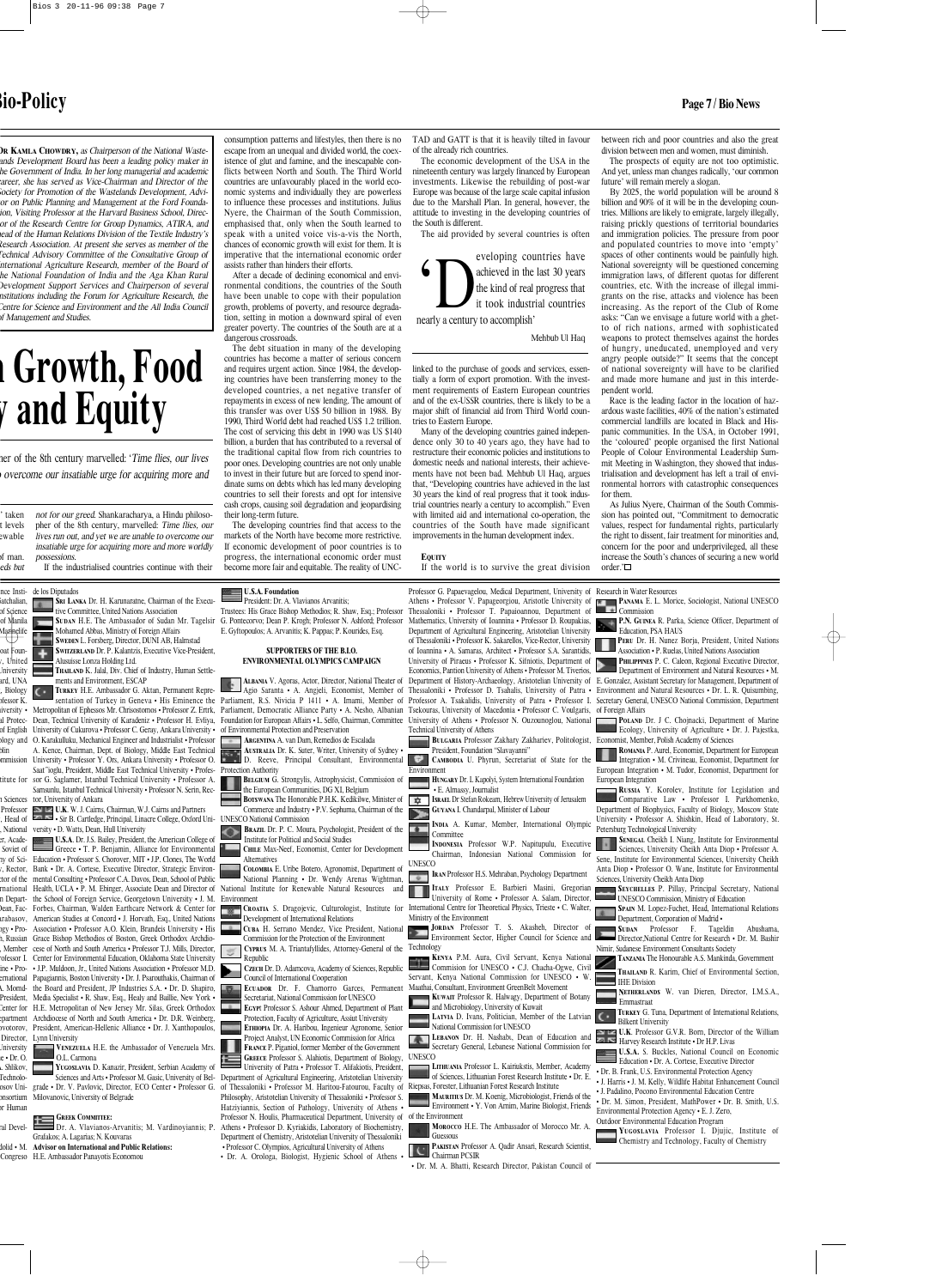*DR KAMLA CHOWDRY, as Chairperson of the National Wastelands Development Board has been a leading policy maker in the Government of India. In her long managerial and academic career, she has served as Vice-Chairman and Director of the Society for Promotion of the Wastelands Development, Advisor on Public Planning and Management at the Ford Foundation, Visiting Professor at the Harvard Business School, Director of the Research Centre for Group Dynamics, ATIRA, and head of the Human Relations Division of the Textile Industry's Research Association. At present she serves as member of the Technical Advisory Committee of the Consultative Group of International Agriculture Research, member of the Board of the National Foundation of India and the Aga Khan Rural Development Support Services and Chairperson of several institutions including the Forum for Agriculture Research, the Centre for Science and Environment and the All India Council of Management and Studies.*

# ...n Growth, Food ...y and Equity

...her of the 8th century marvelled: '*Time flies, our lives ... overcome our insatiable urge for acquiring more and*

...' taken ...t levels ...ewable ...of man. ...eds but *not for our greed.* Shankaracharya, a Hindu philosopher of the 8th century, marvelled: *Time flies, our lives run out, and yet we are unable to overcome our insatiable urge for acquiring more and more worldly possessions.*

If the industrialised countries continue with their consumption patterns and lifestyles, then there is no escape from an unequal and divided world, the coexistence of glut and famine, and the inescapable conflicts between North and South. The Third World countries are unfavourably placed in the world economic systems and individually they are powerless to influence these processes and institutions. Julius Nyere, the Chairman of the South commission, emphasised that, only when the South learned to speak with a united voice vis-a-vis the North, chances of economic growth will exist for them. It is imperative that the international economic order assists rather than hinders their efforts.

After a decade of declining economical and environmental conditions, the countries of the South have been unable to cope with their population growth, problems of poverty, and resource degradation, setting in motion a downward spiral of even greater poverty. The countries of the South are at a dangerous crossroads.

The debt situation in many of the developing countries has become a matter of serious concern and requires urgent action. Since 1984, the developing countries have been transferring money to the developed countries, a net negative transfer of repayments in excess of new lending. The amount of this transfer was over US$ 50 billion in 1988. By 1990, Third World debt had reached US$ 1.2 trillion. The cost of servicing this debt in 1990 was US $140 billion, a burden that has contributed to a reversal of the traditional capital flow from rich countries to poor ones. Developing countries are not only unable to invest in their future but are forced to spend inordinate sums on debts which has led many developing countries to sell their forests and opt for intensive cash crops, causing soil degradation and jeopardising their long-term future.

The developing countries find that access to the markets of the North have become more restrictive. If economic development of poor countries is to progress, the international economic order must become more fair and equitable. The reality of UNCTAD and GATT is that it is heavily tilted in favour of the already rich countries.

The economic development of the USA in the nineteenth century was largely financed by European investments. Likewise the rebuilding of post-war Europe was because of the large scale capital infusion due to the Marshall Plan. In general, however, the attitude to investing in the developing countries of the South is different.

The aid provided by several countries is often linked to the purchase of goods and services, essentially a form of export promotion. With the investment requirements of Eastern European countries and of the ex-USSR countries, there is likely to be a major shift of financial aid from Third World countries to Eastern Europe.

> 'Developing countries have achieved in the last 30 years the kind of real progress that it took industrial countries nearly a century to accomplish'
>
> Mehbub Ul Haq

Many of the developing countries gained independence only 30 to 40 years ago, they have had to restructure their economic policies and institutions to domestic needs and national interests, their achievements have not been bad. Mehbub Ul Haq, argues that, "Developing countries have achieved in the last 30 years the kind of real progress that it took industrial countries nearly a century to accomplish." Even with limited aid and international co-operation, the countries of the South have made significant improvements in the human development index.

**EQUITY**

If the world is to survive the great division between rich and poor countries and also the great division between men and women, must diminish.

The prospects of equity are not too optimistic. And yet, unless man changes radically, 'our common future' will remain merely a slogan.

By 2025, the world population will be around 8 billion and 90% of it will be in the developing countries. Millions are likely to emigrate, largely illegally, raising prickly questions of territorial boundaries and immigration policies. The pressure from poor and populated countries to move into 'empty' spaces of other continents would be painfully high. National sovereignty will be questioned concerning immigration laws, of different quotas for different countries, etc. With the increase of illegal immigrants on the rise, attacks and violence has been increasing. As the report of the Club of Rome asks: "Can we envisage a future world with a ghetto of rich nations, armed with sophisticated weapons to protect themselves against the hordes of hungry, uneducated, unemployed and very angry people outside?" It seems that the concept of national sovereignty will have to be clarified and made more humane and just in this interdependent world.

Race is the leading factor in the location of hazardous waste facilities, 40% of the nation's estimated commercial landfills are located in Black and Hispanic communities. In the USA, in October 1991, the 'coloured' people organised the first National People of Colour Environmental Leadership Summit Meeting in Washington, they showed that industrialisation and development has left a trail of environmental horrors with catastrophic consequences for them.

As Julius Nyere, Chairman of the South Commission has pointed out, "Commitment to democratic values, respect for fundamental rights, particularly the right to dissent, fair treatment for minorities and, concern for the poor and underprivileged, all these increase the South's chances of securing a new world order.'

...nce Insti- ...atchalian, ...of Science ...of Manila ...Marmelife ...oat Foun- ..., United ...University ...ard, UNA ..., Biology ...fessor K. ...iversity • ...al Protec- ...of English ...ology and ...blin ...mmission ...titute for ...n Sciences ...Professor ..., Head of ..., National ...er, Acade- ...Soviet of ...ny of Sci- ..., Rector, ...ctor of the ...rnational ...n Depart- ...Dean, Fac- ...arabasov, ...ogy • Pro- ...h, Russian ..., Member ...rofessor I. ...ine • Pro- ...ernational ...A. Morrid- ...President, ...Center for ...epartment ...ovotorov, ...Director, ...University ...e • Dr. O. ..., Shikov, ...Technolo- ...osov Uni- ...onsortium ...or Human ...al Devel- ...dolid • M. ...Congreso de los Diputados

**SRI LANKA** Dr. H. Karunaratne, Chairman of the Executive Committee, United Nations Association

**SUDAN** H.E. The Ambassador of Sudan Mr. Tagelsir Mohamed Abbas, Ministry of Foreign Affairs

**SWEDEN** L. Forsberg, Director, DUNI AB, Halmstad

**SWITZERLAND** Dr. P. Kalantzis, Executive Vice-President, Alusuisse Lonza Holding Ltd.

**THAILAND** K. Jalal, Div. Chief of Industry, Human Settlements and Environment, ESCAP

**TURKEY** H.E. Ambassador G. Aktan, Permanent Representation of Turkey in Geneva • His Eminence the Metropolitan of Ephesos Mr. Chrisostomos • Professor Z. Ertrk, Dean, Technical University of Karadeniz • Professor H. Evliya, University of Cukurova • Professor C. Genay, Ankara University • O. Karakulluku, Mechanical Engineer and Industrialist • Professor A. Kence, Chairman, Dept. of Biology, Middle East Technical University • Professor Y. Ors, Ankara University • Professor O. Saat'ioglu, President, Middle East Technical University • Professor G. Saglamer, Istanbul Technical University • Professor A. Samsunlu, Istanbul Technical University • Professor N. Serin, Rector, University of Ankara

**U.K.** W. J. Cairns, Chairman, W.J. Cairns and Partners • Sir B. Cartledge, Principal, Linacre College, Oxford University • D. Watts, Dean, Hull University

**U.S.A.** Dr. J.S. Bailey, President, the American College of Greece • T. P. Benjamin, Alliance for Environmental Education • Professor S. Chorover, MIT • J.P. Clones, The World Bank • Dr. A. Cortese, Executive Director, Strategic Environmental Consulting • Professor C.A. Davos, Dean, School of Public Health, UCLA • P. M. Ebinger, Associate Dean and Director of the School of Foreign Service, Georgetown University • J. M. Forbes, Chairman, Walden Earthcare Network & Center for American Studies at Concord • J. Horvath, Esq., United Nations Association • Professor A.O. Klein, Brandeis University • His Grace Bishop Methodios of Boston, Greek Orthodox Archdiocese of North and South America • Professor T.J. Mills, Director, Center for Environmental Education, Oklahoma State University • J.P. Muldoon, Jr., United Nations Association • Professor M.D. Papagiannis, Boston University • Dr. J. Psarouthakis, Chairman of the Board and President, JP Industries S.A. • Dr. D. Shapiro, Media Specialist • R. Shaw, Esq., Healy and Baillie, New York • H.E. Metropolitan of New Jersey Mr. Silas, Greek Orthodox Archdiocese of North and South America • Dr. R. Weinberg, President, American-Hellenic Alliance • Dr. J. Xanthopoulos, Lynn University

**VENEZUELA** H.E. the Ambassador of Venezuela Mrs. O.L. Carmona

**YUGOSLAVIA** D. Kanazir, President, Serbian Academy of Sciences and Arts • Professor M. Gasic, University of Belgrade • Dr. V. Pavlovic, Director, ECO Center • Professor G. Milovanovic, University of Belgrade

**GREEK COMMITTEE:**

Dr. A. Vlavianos-Arvanitis; M. Vardinoyiannis; P. Grafakos; A. Lagarias; N. Kouvaras

**Advisor on International and Public Relations:**

H.E. Ambassador Panayotis Economou

**U.S.A. Foundation**

President: Dr. A. Vlavianos Arvanitis;

Trustees: His Grace Bishop Methodios; R. Shaw, Esq.; Professor G. Pontecorvo; Dean P. Krogh; Professor N. Ashford; Professor E. Gyftopoulos; A. Arvanitis; K. Pappas; P. Kourides, Esq.

### SUPPORTERS OF THE B.I.O. ENVIRONMENTAL OLYMPICS CAMPAIGN

**ALBANIA** V. Agoras, Actor, Director, National Theater of Agio Saranta • A. Angjeli, Economist, Member of Parliament, R.S. Nivicia P 1411 • A. Imami, Member of Parliament, Democratic Alliance Party • A. Nesho, Albanian Foundation for European Affairs • L. Sello, Chairman, Committee of Environmental Protection and Preservation

**ARGENTINA** A. van Dam, Remedios de Escalada

**AUSTRALIA** Dr. K. Suter, Writer, University of Sydney • D. Reeve, Principal Consultant, Environmental Protection Authority

**BELGIUM** G. Strongylis, Astrophysicist, Commission of the European Communities, DG XI, Belgium

**BOTSWANA** The Honorable P.H.K. Kedikilwe, Minister of Commerce and Industry • P.V. Sephuma, Chairman of the UNESCO National Commission

**BRAZIL** Dr. P. C. Moura, Psychologist, President of the Institute for Political and Social Studies

**CHILE** Max-Neef, Economist, Center for Development Alternatives

**COLOMBIA** E. Uribe Botero, Agronomist, Department of National Planning • Dr. Wendy Arenas Wightman, National Institute for Renewable Natural Resources and Environment

**CROATIA** S. Dragojevic, Culturologist, Institute for Development of International Relations

**CUBA** H. Serrano Mendez, Vice President, National Commission for the Protection of the Environment

**CYPRUS** M. A. Triantafyllides, Attorney-General of the Republic

**CZECH** Dr. D. Adamcova, Academy of Sciences, Republic Council of International Cooperation

**ECUADOR** Dr. F. Chamorro Garces, Permanent Secretariat, National Commission for UNESCO

**EGYPT** Professor S. Ashour Ahmed, Department of Plant Protection, Faculty of Agriculture, Assiut University

**ETHIOPIA** Dr. A. Haribou, Ingenieur Agronome, Senior Project Analyst, UN Economic Commission for Africa

**FRANCE** P. Piganiol, former Member of the Government

**GREECE** Professor S. Alahiotis, Department of Biology, University of Patra • Professor T. Alifakiotis, President, Department of Agricultural Engineering, Aristotelian University of Thessaloniki • Professor M. Haritou-Fatourou, Faculty of Philosophy, Aristotelian University of Thessaloniki • Professor S. Hatziyiannis, Section of Pathology, University of Athens • Professor N. Houlis, Pharmaceutical Department, University of Athens • Professor D. Kyriakidis, Laboratory of Biochemistry, Department of Chemistry, Aristotelian University of Thessaloniki • Professor C. Olympios, Agricultural University of Athens • Dr. A. Orologa, Biologist, Hygienic School of Athens • Professor G. Papaevagelou, Medical Department, University of Athens • Professor V. Papageorgiou, Aristotle University of Thessaloniki • Professor T. Papaioannou, Department of Mathematics, University of Ioannina • Professor D. Roupakias, Department of Agricultural Engineering, Aristotelian University of Thessaloniki • Professor K. Sakarellos, Vice-Rector, University of Ioannina • A. Samaras, Architect • Professor S.A. Sarantidis, University of Piraeus • Professor K. Sifniotis, Department of Economics, Pantion University of Athens • Professor M. Tiverios, Department of History-Archaeology, Aristotelian University of Thessaloniki • Professor D. Tsahalis, University of Patra • Professor A. Tsakalidis, University of Patra • Professor I. Tsekouras, University of Macedonia • Professor C. Voulgaris, University of Athens • Professor N. Ouzounoglou, National Technical University of Athens

**BULGARIA** Professor Zakhary Zakhariev, Politologist, President, Foundation "Slavayanni"

**CAMBODIA** U. Phyrun, Secretariat of State for the Environment

**HUNGARY** Dr. L. Kapolyi, System International Foundation • E. Almassy, Journalist

**ISRAEL** Dr Stefan Rokeam, Hebrew University of Jerusalem

**GUYANA** I. Chandarpal, Minister of Labour

**INDIA** A. Kumar, Member, International Olympic Committee

**INDONESIA** Professor W.P. Napitupulu, Executive Chairman, Indonesian National Commission for UNESCO

**IRAN** Professor H.S. Mehraban, Psychology Department

**ITALY** Professor E. Barbieri Masini, Gregorian University of Rome • Professor A. Salam, Director, International Centre for Theoretical Physics, Trieste • C. Walter, Ministry of the Environment

**JORDAN** Professor T. S. Akasheh, Director of Environment Sector, Higher Council for Science and Technology

**KENYA** P.M. Aura, Civil Servant, Kenya National Commision for UNESCO • C.J. Chacha-Ogwe, Civil Servant, Kenya National Commission for UNESCO • W. Maathai, Consultant, Environment GreenBelt Movement

**KUWAIT** Professor R. Halwagy, Department of Botany and Microbiology, University of Kuwait

**LATVIA** D. Ivans, Politician, Member of the Latvian National Commission for UNESCO

**LEBANON** Dr. H. Nashabi, Dean of Education and Secretary General, Lebanese National Commission for UNESCO

**LITHUANIA** Professor L. Kairiukstis, Member, Academy of Sciences, Lithuanian Forest Research Institute • Dr. E. Riepsas, Forester, Lithuanian Forest Research Institute

**MAURITIUS** Dr. M. Koenig, Microbiologist, Friends of the Environment • Y. Von Arnim, Marine Biologist, Friends of the Environment

**MOROCCO** H.E. The Ambassador of Morocco Mr. A. Guessous

**PAKISTAN** Professor A. Qadir Ansari, Research Scientist, Chairman PCSIR

• Dr. M. A. Bhatti, Research Director, Pakistan Council of Research in Water Resources

**PANAMA** E. L. Morice, Sociologist, National UNESCO Commission

**P.N. GUINEA** R. Parka, Science Officer, Department of Education, PSA HAUS

**PERU** Dr. H. Nunez Borja, President, United Nations Association • P. Ruelas, United Nations Association

**PHILIPPINES** P. C. Caleon, Regional Executive Director, Department of Environment and Natural Resources • M. E. Gonzalez, Assistant Secretary for Management, Department of Environment and Natural Resources • Dr. L. R. Quisumbing, Secretary General, UNESCO National Commission, Department of Foreign Affairs

**POLAND** Dr. J C. Chojnacki, Department of Marine Ecology, University of Agriculture • Dr. J. Pajestka, Economist, Member, Polish Academy of Sciences

**ROMANIA** P. Aurel, Economist, Department for European Integration • M. Crivineau, Economist, Department for European Integration • M. Tudor, Economist, Department for European Integration

**RUSSIA** Y. Korolev, Institute for Legislation and Comparative Law • Professor I. Parkhomenko, Department of Biophysics, Faculty of Biology, Moscow State University • Professor A. Shishkin, Head of Laboratory, St. Petersburg Technological University

**SENEGAL** Cheikh I. Niang, Institute for Environmental Sciences, University Cheikh Anta Diop • Professor A. Sene, Institute for Environmental Sciences, University Cheikh Anta Diop • Professor O. Wane, Institute for Environmental Sciences, University Cheikh Anta Diop

**SEYCHELLES** P. Pillay, Principal Secretary, National UNESCO Commission, Ministry of Education

**SPAIN** M. Lopez-Fuchet, Head, International Relations Department, Corporation of Madrid •

**SUDAN** Professor F. Tageldin Abushama, Director,National Centre for Research • Dr. M. Bashir Nimir, Sudanese Environment Consultants Society

**TANZANIA** The Honourable A.S. Mankinda, Government

**THAILAND** R. Karim, Chief of Environmental Section, IHE Division

**NETHERLANDS** W. van Dieren, Director, I.M.S.A., Emmastraat

**TURKEY** G. Tuna, Department of International Relations, Bilkent University

**U.K.** Professor G.V.R. Born, Director of the William Harvey Research Institute • Dr H.P. Livas

**U.S.A.** S. Buckles, National Council on Economic Education • Dr. A. Cortese, Executive Director • Dr. B. Frank, U.S. Environmental Protection Agency • J. Harris • J. M. Kelly, Wildlife Habitat Enhancement Council • J. Padalino, Pocono Environmental Education Centre • Dr. M. Simon, President, MathPower • Dr. B. Smith, U.S. Environmental Protection Agency • E. J. Zero, Outdoor Environmental Education Program

**YUGOSLAVIA** Professor I. Djujic, Institute of Chemistry and Technology, Faculty of Chemistry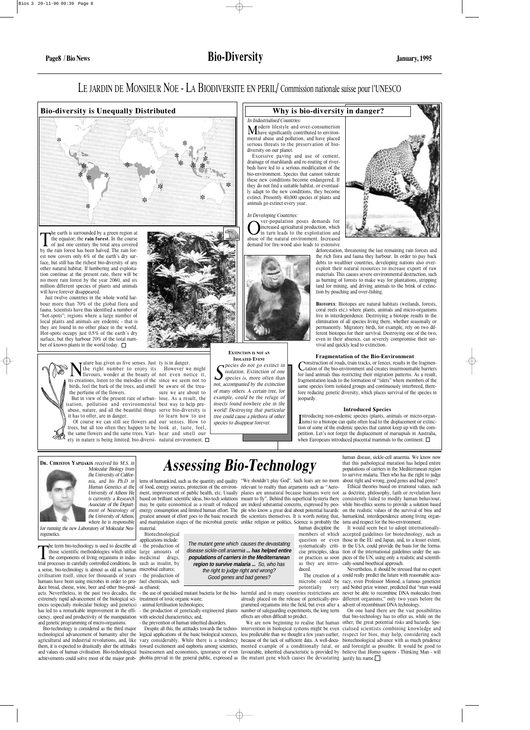## LE JARDIN DE MONSIEUR NOE - LA BIODIVERSITE EN PERIL/ Commission nationale suisse pour l'UNESCO

### Bio-diversity is Unequally Distributed

The earth is surrounded by a green region at the equator; the **rain forest**. In the course of just one century the total area covered by the rain forest has been halved. The rain forest now covers only 6% of the earth's dry surface, but still has the richest bio-diversity of any other natural habitat. If lumbering and exploitation continue at the present rate, there will be no more rain forest by the year 2060, and six million different species of plants and animals will have forever disappeared.

Just twelve countries in the whole world harbour more than 70% of the global flora and fauna. Scientists have thus identified a number of "hot-spots"; regions where a large number of local plants and animals are endemic - that is they are found in no other place in the world. Hot-spots occupy just 0.5% of the earth's dry surface, but they harbour 20% of the total number of known plants in the world today.

Nature has given us five senses. Just the right number to enjoy its flavours, wonder at the beauty of its creations, listen to the melodies of the birds, feel the bark of the trees, and smell the perfume of the flowers.

But in view of the present rate of urbanisation, pollution and environmental abuse, nature, and all the beautiful things it has to offer, are in danger.

Of course we can still see flowers and trees, but all too often they happen to be the same flowers and the same trees. Variety in nature is being limited; bio-diversity is in danger.

However we might not even notice it, since we seem not to be aware of the treasure we are about to lose. As a result, the best way to help preserve bio-diversity is to learn how to use our senses. How to look at, taste, feel, hear and smell our natural environment.

### Why is bio-diversity in danger?

*In Industrialised Countries:*

Modern lifestyle and over-consumerism have significantly contributed to environmental abuse and pollution, and have placed serious threats to the preservation of bio-diversity on our planet.

Excessive paving and use of cement, drainage of marshlands and re-routing of riverbeds have led to a serious modification of the bio-environment. Species that cannot tolerate these new conditions become endangered. If they do not find a suitable habitat, or eventually adapt to the new conditions, they become extinct. Presently 40,000 species of plants and animals go extinct every year.

*In Developing Countries:*

Over-population poses demands for increased agricultural production, which in turn leads to the exploitation and abuse of the natural environment. Increased demand for fire-wood also leads to extensive deforestation, threatening the last remaining rain forests and the rich flora and fauna they harbour. In order to pay back debts to wealthier countries, developing nations also over-exploit their natural resources to increase export of raw materials. This causes severe environmental destruction, such as burning of forests to make way for plantations, stripping land for mining, and driving animals to the brink of extinction by poaching and over-fishing.

**BIOTOPES**: Biotopes are natural habitats (wetlands, forests, coral reefs etc.) where plants, animals and micro-organisms live in interdependence. Destroying a biotope results in the elimination of all species living there, whether seasonally or permanently. Migratory birds, for example, rely on two different biotopes for their survival. Destroying one of the two, even in their absence, can severely compromise their survival and quickly lead to extinction.

**EXTINCTION IS NOT AN ISOLATED EVENT**

*Species do not go extinct in isolation. Extinction of one species is, more often than not, accompanied by the extinction of many others. A certain tree, for example, could be the refuge of insects found nowhere else in the world! Destroying that particular tree could cause a plethora of other species to disappear forever.*

#### Fragmentation of the Bio-Environment

Construction of roads, train tracks, or fences, results in the fragmentation of the bio-environment and creates insurmountable barriers for land animals thus restricting their migration patterns. As a result, fragmentation leads to the formation of "islets" where members of the same species form isolated groups and continuously interbreed, therefore reducing genetic diversity, which places survival of the species in jeopardy.

#### Introduced Species

Introducing non-endemic species (plants, animals or micro-organisms) to a biotope can quite often lead to the displacement or extinction of some of the endemic species that cannot keep up with the competition. Let's not forget the displacement of marsupials in Australia, when Europeans introduced placental mammals to the continent.

# Assessing Bio-Technology

**DR. CHRISTOS YAPIJAKIS** *received his M.S. in Molecular Biology from the University of California, and his Ph.D in Human Genetics at the University of Athens He is currently a Research Associate of the Department of Neurology of the University of Athens, where he is responsible for running the new Laboratory of Molecular Neurogenetics.*

The term bio-technology is used to describe all those scientific methodologies which utilise the components of living organisms in industrial processes in carefully controlled conditions. In a sense, bio-technology is almost as old as human civilisation itself, since for thousands of years humans have been using microbes in order to produce bread, cheese, wine, beer and other bio-products. Nevertheless, in the past two decades, the extremely rapid advancement of the biological sciences (especially molecular biology and genetics) has led to a remarkable improvement in the efficiency, speed and productivity of the manipulation and genetic programming of micro-organisms.

Bio-technology is considered as the third major technological advancement of humanity after the agricultural and industrial revolutions, and, like them, it is expected to drastically alter the attitudes and values of human civilisation. Bio-technological achievements could solve most of the major problems of humankind, such as the quantity and quality of food, energy sources, protection of the environment, improvement of public health, etc. Usually based on brilliant scientific ideas, bio-tech solutions may be quite economical as a result of reduced energy consumption and limited human effort. The greatest amount of effort goes to the basic research and manipulation stages of the microbial genetic material.

Biotechnological applications include:
- the production of large amounts of medicinal drugs, such as insulin, by microbial cultures;
- the production of fuel chemicals, such as ethanol;
- the use of specialised mutant bacteria for the biotreatment of toxic organic waste;
- animal fertilisation technologies;
- the production of genetically-engineered plants with selected characteristics; and,
- the prevention of human inherited disorders.

*The mutant gene which causes the devastating disease sickle-cell anaemia ... **has helped entire populations of carriers in the Mediterranean region to survive malaria ...** So, who has the right to judge right and wrong? Good genes and bad genes?*

Despite all this, the attitudes towards the technological applications of the basic biological sciences, vary considerably. While there is a tendency toward excitement and euphoria among scientists, businessmen and economists, ignorance or even phobia prevail in the general public, expressed as "We shouldn't play God". Such fears are no more relevant to reality than arguments such as "Aeroplanes are unnatural because humans were not meant to fly". Behind this superficial hysteria there are indeed substantial concerns, expressed by people who know a great deal about potential hazards: the scientists themselves. It is worth noting that, unlike religion or politics, Science is probably the human discipline the members of which question or even systematically criticise precise principles, ideas or practices as soon as they are introduced.

The creation of a microbe could be potentially very harmful and in many countries restrictions are already placed on the release of genetically-programmed organisms into the field, but even after a number of safeguarding experiments, the long term effects are often difficult to predict.

We are now beginning to realise that human intervention in biological systems might be even less predictable than we thought a few years earlier, because of the lack of sufficient data. A well-documented example of a conditionally fatal, or favourable, inherited characteristic is provided by the mutant gene which causes the devastating human disease, sickle-cell anaemia. We know now that this pathological mutation has helped entire populations of carriers in the Mediterranean region to survive malaria. Then who has the right to judge about right and wrong, good genes and bad genes?

Ethical theories based on irrational values, such as doctrine, philosophy, faith or revelation have consistently failed to modify human behaviour, while bio-ethics seems to provide a solution based on the realistic values of the survival of bios and humankind, interdependence among living organisms and respect for the bio-environment.

It would seem best to adopt internationally-accepted guidelines for biotechnology, such as those in the EU and Japan, and, to a lesser extent, in the USA, could provide the basis for the formation of the international guidelines under the auspices of the UN, using only a realistic and scientifically-sound bioethical approach.

Nevertheless, it should be stressed that no expert could really predict the future with reasonable accuracy, even Professor Monod, a famous geneticist and Nobel prize winner, predicted that "man would never be able to recombine DNA molecules from different organisms," only two years before the advent of recombinant DNA technology.

On one hand there are the vast possibilities that bio-technology has to offer us, while on the other, the great potential risks and hazards. Specialised scientists combining knowledge and respect for bios, may help, considering each biotechnological advance with as much prudence and foresight as possible. It would be good to believe that *Homo sapiens* - Thinking Man - will justify his name.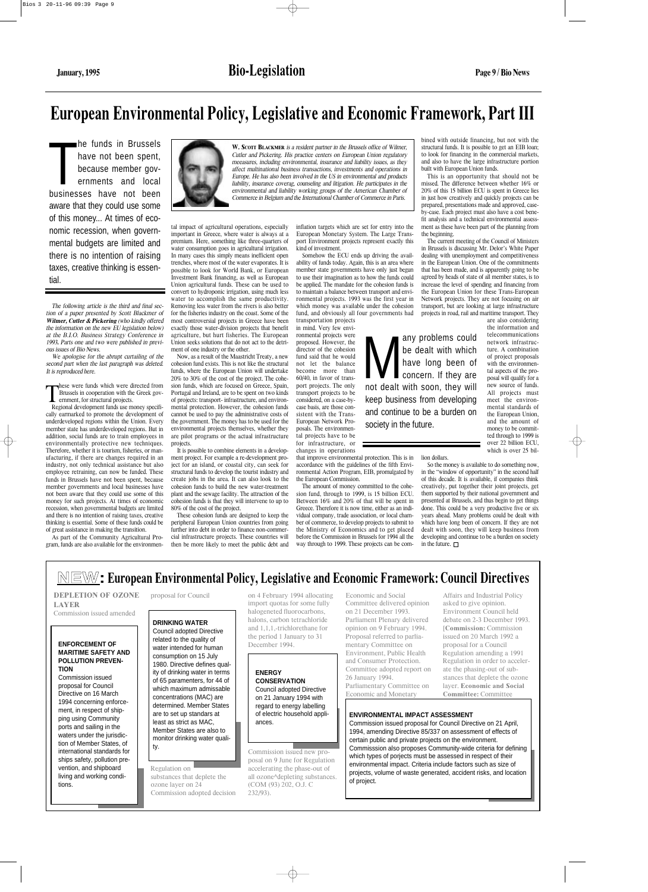# European Environmental Policy, Legislative and Economic Framework, Part III

The funds in Brussels have not been spent, because member governments and local businesses have not been aware that they could use some of this money... At times of economic recession, when governmental budgets are limited and there is no intention of raising taxes, creative thinking is essential.

**W. Scott Blackmer** *is a resident partner in the Brussels office of Wilmer, Cutler and Pickering. His practice centers on European Union regulatory meeasures, including environmental, insurance and liability issues, as they affect multinational business transactions, investments and operations in Europe. He has also been involved in the US in environmental and products liability, insurance coverage, counseling and litigation. He participates in the environmental and liability working groups of the American Chamber of Commerce in Belgium and the International Chamber of Commerce in Paris.*

*The following article is the third and final section of a paper presented by Scott Blackmer of* ***Wilmer, Cutler & Pickering*** *(who kindly offered the information on the new EU legislation below) at the B.I.O. Business Strategy Conference in 1993. Parts one and two were published in previous issues of Bio News.*

*We apologise for the abrupt curtailing of the second part when the last paragraph was deleted. It is reproduced here.*

These were funds which were directed from Brussels in cooperation with the Greek government, for structural projects.

Regional development funds use money specifically earmarked to promote the development of underdeveloped regions within the Union. Every member state has underdeveloped regions. But in addition, social funds are to train employees in environmentally protective new techniques. Therefore, whether it is tourism, fisheries, or manufacturing, if there are changes required in an industry, not only technical assistance but also employee retraining, can now be funded. These funds in Brussels have not been spent, because member governments and local businesses have not been aware that they could use some of this money for such projects. At times of economic recession, when government budgets are limited and there is no intention of raising taxes, creative thinking is essential. Some of these funds could be of great assistance in making the transition.

As part of the Community Agricultural Program, funds are also available for the environmental impact of agricultural operations, especially important in Greece, where water is always at a premium. Here, something like three-quarters of water consumption goes in agricultural irrigation. In many cases this simply means inefficient open trenches, where most of the water evaporates. It is possible to look for World Bank, or European Investment Bank financing, as well as European Union agricultural funds. These can be used to convert to hydroponic irrigation, using much less water to accomplish the same productivity. Removing less water from the rivers is also better for the fisheries industry on the coast. Some of the most controversial projects in Greece have been exactly those water-division projects that benefit agriculture, but hurt fisheries. The European Union seeks solutions that do not act to the detriment of one industry or the other.

Now, as a result of the Maastricht Treaty, a new cohesion fund exists. This is not like the structural funds, where the European Union will undertake 20% to 30% of the cost of the project. The cohesion funds, which are focused on Greece, Spain, Portugal and Ireland, are to be spent on two kinds of projects: transport- infrastructure, and environmental protection. However, the cohesion funds cannot be used to pay the administrative costs of the government. The money has to be used for the environmental projects themselves, whether they are pilot programs or the actual infrastructure projects.

It is possible to combine elements in a development project. For example a re-development project for an island, or coastal city, can seek for structural funds to develop the tourist industry and create jobs in the area. It can also look to the cohesion funds to build the new water-treatment plant and the sewage facility. The attraction of the cohesion funds is that they will intervene to up to 80% of the cost of the project.

These cohesion funds are designed to keep the peripheral European Union countries from going further into debt in order to finance non-commercial infrastructure projects. These countries will then be more likely to meet the public debt and inflation targets which are set for entry into the European Monetary System. The Large Transport Environment projects represent exactly this kind of investment.

Somehow the ECU ends up driving the availability of funds today. Again, this is an area where member state governments have only just begun to use their imagination as to how the funds could be applied. The mandate for the cohesion funds is to maintain a balance between transport and environmental projects. 1993 was the first year in which money was available under the cohesion fund, and obviously all four governments had transportation projects in mind. Very few environmental projects were proposed. However, the director of the cohesion fund said that he would not let the balance become more than 60/40, in favor of transport projects. The only transport projects to be considered, on a case-by-case basis, are those consistent with the Trans-European Network Proposals. The environmental projects have to be for infrastructure, or changes in operations that improve environmental protection. This is in accordance with the guidelines of the fifth Environmental Action Program, EIB, promulgated by the European Commission.

> Many problems could be dealt with which have long been of concern. If they are not dealt with soon, they will keep business from developing and continue to be a burden on society in the future.

The amount of money committed to the cohesion fund, through to 1999, is 15 billion ECU. Between 16% and 20% of that will be spent in Greece. Therefore it is now time, either as an individual company, trade association, or local chamber of commerce, to develop projects to submit to the Ministry of Economics and to get placed before the Commission in Brussels for 1994 all the way through to 1999. These projects can be combined with outside financing, but not with the structural funds. It is possible to get an EIB loan; to look for financing in the commercial markets, and also to have the large infrastructure portion built with European Union funds.

This is an opportunity that should not be missed. The difference between whether 16% or 20% of this 15 billion ECU is spent in Greece lies in just how creatively and quickly projects can be prepared, presentations made and approved, case-by-case. Each project must also have a cost benefit analysis and a technical environmental assessment as these have been part of the planning from the beginning.

The current meeting of the Council of Ministers in Brussels is discussing Mr. Delor's White Paper dealing with unemployment and competitiveness in the European Union. One of the commitments that has been made, and is apparently going to be agreed by heads of state of all member states, is to increase the level of spending and financing from the European Union for these Trans-European Network projects. They are not focusing on air transport, but are looking at large infrastructure projects in road, rail and maritime transport. They are also considering the information and telecommunications network infrastructure. A combination of project proposals with the environmental aspects of the proposal will qualify for a new source of funds. All projects must meet the environmental standards of the European Union, and the amount of money to be committed through to 1999 is over 22 billion ECU, which is over 25 billion dollars.

So the money is available to do something now, in the "window of opportunity" in the second half of this decade. It is available, if companies think creatively, put together their joint projects, get them supported by their national government and presented at Brussels, and thus begin to get things done. This could be a very productive five or six years ahead. Many problems could be dealt with which have long been of concern. If they are not dealt with soon, they will keep business from developing and continue to be a burden on society in the future. □

## NEW: European Environmental Policy, Legislative and Economic Framework: Council Directives

**DEPLETION OF OZONE LAYER**

Commission issued amended proposal for Council Regulation on substances that deplete the ozone layer on 24 Commission adopted decision on 4 February 1994 allocating import quotas for some fully halogeneted fluorocarbons, halons, carbon tetrachloride and 1,1,1,-trichlorethane for the period 1 January to 31 December 1994.

Commission issued new proposal on 9 June for Regulation accelerating the phase-out of all ozone^depleting substances. (COM (93) 202, O.J. C 232/93).

Economic and Social Committee delivered opinion on 21 December 1993. Parliament Plenary delivered opinion on 9 February 1994. Proposal referred to parliamentary Committee on Environment, Public Health and Consumer Protection. Committee adopted report on 26 January 1994. Parliamentary Committee on Economic and Monetary Affairs and Industrial Policy asked to give opinion. Environment Council held debate on 2-3 December 1993. [**Commission:** Commission issued on 20 March 1992 a proposal for a Council Regulation amending a 1991 Regulation in order to accelerate the phasing-out of substances that deplete the ozone layer. **Economic and Social Committee:** Committee

**ENFORCEMENT OF MARITIME SAFETY AND POLLUTION PREVENTION**

Commission issued proposal for Council Directive on 16 March 1994 concerning enforcement, in respect of shipping using Community ports and sailing in the waters under the jurisdiction of Member States, of international standards for ships safety, pollution prevention, and shipboard living and working conditions.

**DRINKING WATER**

Council adopted Directive related to the quality of water intended for human consumption on 15 July 1980. Directive defines quality of drinking water in terms of 65 paramenters, for 44 of which maximum admissable concentrations (MAC) are determined. Member States are to set up standars at least as strict as MAC, Member States are also to monitor drinking water quality.

**ENERGY CONSERVATION**

Council adopted Directive on 21 January 1994 with regard to energy labelling of electric household appliances.

**ENVIRONMENTAL IMPACT ASSESSMENT**

Commission issued proposal for Council Directive on 21 April, 1994, amending Directive 85/337 on assessment of effects of certain public and private projects on the environment. Commisssion also proposes Community-wide criteria for defining which types of porjects must be assessed in respect of their environmental impact. Criteria include factors such as size of projects, volume of waste generated, accident risks, and location of project.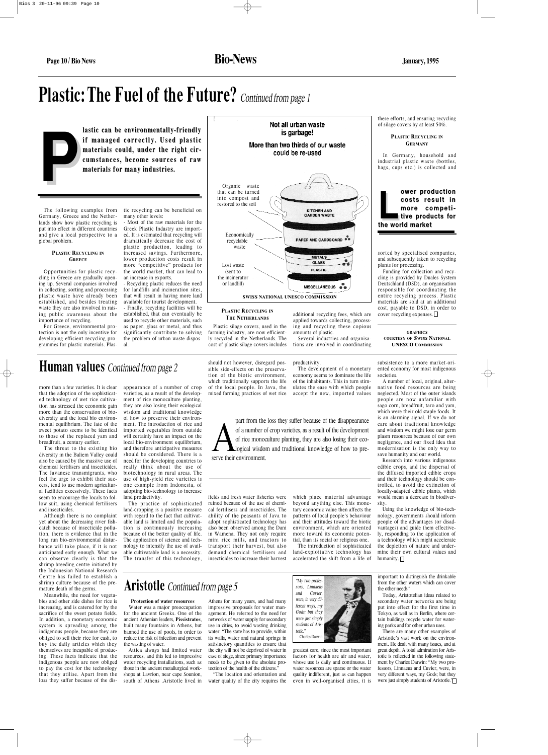# Plastic: The Fuel of the Future? *Continued from page 1*

**Plastic can be environmentally-friendly if managed correctly. Used plastic materials could, under the right circumstances, become sources of raw materials for many industries.**

The following examples from Germany, Greece and the Netherlands show how plastic recycling is put into effect in different countries and give a local perspective to a global problem.

### Plastic Recycling in Greece

Opportunities for plastic recycling in Greece are gradually opening up. Several companies involved in collecting, sorting and processing plastic waste have already been established, and besides treating waste they are also involved in raising public awareness about the importance of recycling.

For Greece, environmental protection is not the only incentive for developing efficient recycling programmes for plastic materials. Plastic recycling can be beneficial on many other levels:

- Most of the raw materials for the Greek Plastic Industry are imported. It is estimated that recycling will dramatically decrease the cost of plastic production, leading to increased savings. Furthermore, lower production costs result in more "competitive" products for the world market, that can lead to an increase in exports.
- Recycling plastic reduces the need for landfills and incineration sites, that will result in having more land available for tourist development.
- Finally, recycling facilities will be established, that can eventually be used to recycle other materials, such as paper, glass or metal, and thus significantly contribute to solving the problem of urban waste disposal.

**Not all urban waste is garbage!**

**More than two thirds of our waste could be re-used**

Organic waste that can be turned into compost and restored to the soil — KITCHEN AND GARDEN WASTE

Economically recyclable waste — PAPER AND CARDBOARD; METALS; GLASS

Lost waste (sent to the incinerator or landfill) — PLASTIC; MISCELLANEOUS

SWISS NATIONAL UNESCO COMMISSION

### Plastic Recycling in the Netherlands

Plastic silage covers, used in the farming industry, are now efficiently recycled in the Netherlands. The cost of plastic silage covers includes additional recycling fees, which are applied towards collecting, processing and recycling these copious amounts of plastic.

Several industries and organisations are involved in coordinating these efforts, and ensuring recycling of silage covers by at least 50%.

### Plastic Recycling in Germany

In Germany, household and industrial plastic waste (bottles, bags, cups etc.) is collected and sorted by specialised companies, and subsequently taken to recycling plants for processing.

**Lower production costs result in more competitive products for the world market**

Funding for collection and recycling is provided by Duales System Deutschland (DSD), an organisation responsible for coordinating the entire recycling process. Plastic materials are sold at an additional cost, payable to DSD, in order to cover recycling expenses. □

GRAPHICS COURTESY OF SWISS NATIONAL UNESCO COMMISSION

# Human values *Continued from page 2*

more than a few varieties. It is clear that the adoption of the sophisticated technology of wet rice cultivation has stressed the economic gain more than the conservation of biodiversity and the local bio environmental equilibrium. The fate of the sweet potato seems to be identical to those of the replaced yam and breadfruit, a century earlier.

The threat to the existing bio diversity in the Baliem Valley could also be caused by the massive use of chemical fertilisers and insecticides. The Javanese transmigrants, who feel the urge to exhibit their success, tend to use modern agricultural facilities excessively. These facts seem to encourage the locals to follow suit, using chemical fertilisers and insecticides.

Although there is no complaint yet about the decreasing river fishcatch because of insecticide pollution, there is evidence that in the long run bio-environmental disturbance will take place, if it is not anticipated early enough. What we can observe clearly is that the shrimp-breeding centre initiated by the Indonesian National Research Centre has failed to establish a shrimp culture because of the premature death of the germs.

Meanwhile, the need for vegetables and other side dishes for rice is increasing, and is catered for by the sacrifice of the sweet potato fields. In addition, a monetary economic system is spreading among the indigenous people, because they are obliged to sell their rice for cash, to buy the daily articles which they themselves are incapable of producing. These facts indicate that the indigenous people are now obliged to pay the cost for the technology that they utilise. Apart from the loss they suffer because of the disappearance of a number of crop varieties, as a result of the development of rice monoculture planting, they are also losing their ecological wisdom and traditional knowledge of how to preserve their environment. The introduction of rice and imported vegetables from outside will certainly have an impact on the local bio-environment equilibrium, and therefore anticipative measures should be considered. There is a need for the developing countries to really think about the use of biotechnology in rural areas. The use of high-yield rice varieties is one example from Indonesia, of adopting bio-technology to increase land productivity.

The practice of sophisticated land-cropping is a positive measure with regard to the fact that cultivatable land is limited and the population is continuously increasing because of the better quality of life. The application of science and technology to intensify the use of available cultivatable land is a necessity. The transfer of this technology, should not however, disregard possible side-effects on the preservation of the biotic environment, which traditionally supports the life of the local people. In Java, the mixed farming practices of wet rice fields and fresh water fisheries were ruined because of the use of chemical fertilisers and insecticides. The ability of the peasants of Java to adopt sophisticated technology has also been observed among the Dani in Wamena. They not only require mini rice mills, and tractors to transport their harvest, but also demand chemical fertilisers and insecticides to increase their harvest productivity.

> Apart from the loss they suffer because of the disappearance of a number of crop varieties, as a result of the development of rice monoculture planting, they are also losing their ecological wisdom and traditional knowledge of how to preserve their environment.

The development of a monetary economy seems to dominate the life of the inhabitants. This in turn stimulates the ease with which people accept the new, imported values which place material advantage beyond anything else. This monetary economic value then affects the patterns of local people's behaviour and their attitudes toward the biotic environment, which are oriented more toward its economic potential, than its social or religious one.

The introduction of sophisticated land-exploitative technology has accelerated the shift from a life of subsistence to a more market-oriented economy for most indigenous societies.

A number of local, original, alternative food resources are being neglected. Most of the outer islands people are now unfamiliar with sago corn, breadfruit, taro and yam, which were their old staple foods. It is an alarming signal. If we do not care about traditional knowledge and wisdom we might lose our germ plasm resources because of our own negligence, and our fixed idea that modernisation is the only way to save humanity and our world.

Research into various indigenous edible crops, and the dispersal of the diffused imported edible crops and their technology should be controlled, to avoid the extinction of locally-adapted edible plants, which would mean a decrease in biodiversity.

Using the knowledge of bio-technology, governments should inform people of the advantages (or disadvantages) and guide them effectively, responding to the application of a technology which might accelerate the depletion of nature and undermine their own cultural values and humanity. □

# Aristotle *Continued from page 5*

**Protection of water resources**

Water was a major preoccupation for the ancient Greeks. One of the ancient Athenian leaders, **Pissistratos**, built many fountains in Athens, but banned the use of pools, in order to reduce the risk of infection and prevent the wasting of water.

Attica always had limited water resources, and this led to impressive water recycling installations, such as those in the ancient metallurgical workshops at Lavrion, near cape Sounion, south of Athens. Aristotle lived in Athens for many years, and had many impressive proposals for water management. He referred to the need for networks of water supply for secondary use in cities, to avoid wasting drinking water: "The state has to provide, within its walls, water and natural springs in satisfactory quantities to ensure that the city will not be deprived of water in case of siege, since primary importance needs to be given to the absolute protection of the health of the citizens."

"The location and orientation and water quality of the city requires the greatest care, since the most important factors for health are air and water, whose use is daily and continuous. If water resources are sparse or the water quality indifferent, just as can happen even in well-organised cities, it is important to distinguish the drinkable from the other waters which can cover the other needs"

> *"My two professors, Linnaeus and Cuvier, were, in very different ways, my Gods; but they were just simply students of Aristotle."*
> Charles Darwin

Today, Aristotelian ideas related to secondary water networks are being put into effect for the first time in Tokyo, as well as in Berlin, where certain buildings recycle water for watering parks and for other urban uses.

There are many other examples of Aristotle's vast work on the environment. He dealt with many issues, and at great depth. A total admiration for Aristotle is reflected in the following statement by Charles Darwin: "My two professors, Linnaeus and Cuvier, were, in very different ways, my Gods; but they were just simply students of Aristotle." □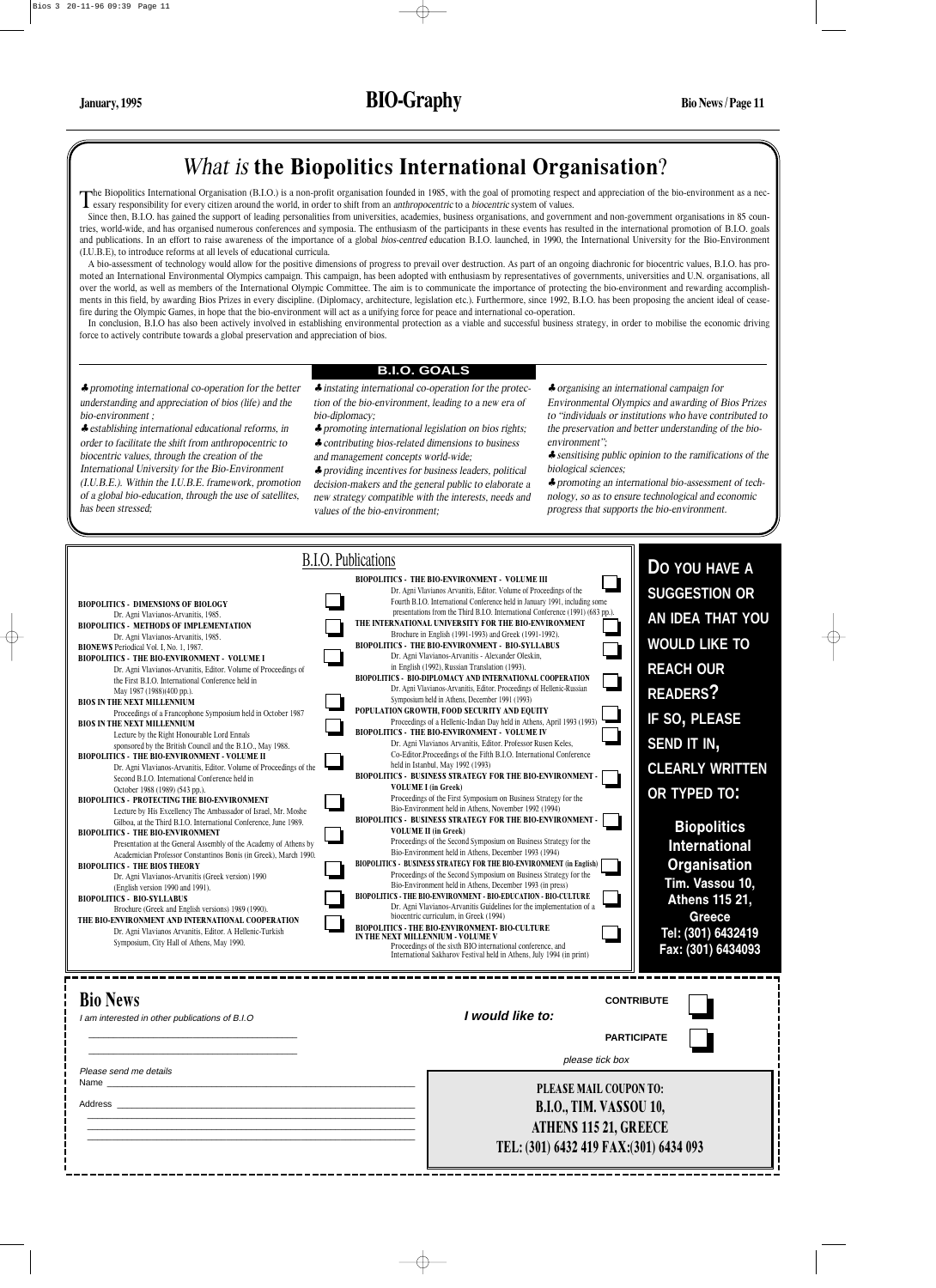# *What is* the Biopolitics International Organisation?

The Biopolitics International Organisation (B.I.O.) is a non-profit organisation founded in 1985, with the goal of promoting respect and appreciation of the bio-environment as a necessary responsibility for every citizen around the world, in order to shift from an *anthropocentric* to a *biocentric* system of values.

Since then, B.I.O. has gained the support of leading personalities from universities, academies, business organisations, and government and non-government organisations in 85 countries, world-wide, and has organised numerous conferences and symposia. The enthusiasm of the participants in these events has resulted in the international promotion of B.I.O. goals and publications. In an effort to raise awareness of the importance of a global *bios-centred* education B.I.O. launched, in 1990, the International University for the Bio-Environment (I.U.B.E), to introduce reforms at all levels of educational curricula.

A bio-assessment of technology would allow for the positive dimensions of progress to prevail over destruction. As part of an ongoing diachronic for biocentric values, B.I.O. has promoted an International Environmental Olympics campaign. This campaign, has been adopted with enthusiasm by representatives of governments, universities and U.N. organisations, all over the world, as well as members of the International Olympic Committee. The aim is to communicate the importance of protecting the bio-environment and rewarding accomplishments in this field, by awarding Bios Prizes in every discipline. (Diplomacy, architecture, legislation etc.). Furthermore, since 1992, B.I.O. has been proposing the ancient ideal of ceasefire during the Olympic Games, in hope that the bio-environment will act as a unifying force for peace and international co-operation.

In conclusion, B.I.O has also been actively involved in establishing environmental protection as a viable and successful business strategy, in order to mobilise the economic driving force to actively contribute towards a global preservation and appreciation of bios.

## B.I.O. GOALS

- ♣ *promoting international co-operation for the better understanding and appreciation of bios (life) and the bio-environment ;*
- ♣ *establishing international educational reforms, in order to facilitate the shift from anthropocentric to biocentric values, through the creation of the International University for the Bio-Environment (I.U.B.E.). Within the I.U.B.E. framework, promotion of a global bio-education, through the use of satellites, has been stressed;*
- ♣ *instating international co-operation for the protection of the bio-environment, leading to a new era of bio-diplomacy;*
- ♣ *promoting international legislation on bios rights;*
- ♣ *contributing bios-related dimensions to business and management concepts world-wide;*
- ♣ *providing incentives for business leaders, political decision-makers and the general public to elaborate a new strategy compatible with the interests, needs and values of the bio-environment;*
- ♣ *organising an international campaign for Environmental Olympics and awarding of Bios Prizes to "individuals or institutions who have contributed to the preservation and better understanding of the bio-environment";*
- ♣ *sensitising public opinion to the ramifications of the biological sciences;*
- ♣ *promoting an international bio-assessment of technology, so as to ensure technological and economic progress that supports the bio-environment.*

## B.I.O. Publications

**BIOPOLITICS - DIMENSIONS OF BIOLOGY**
Dr. Agni Vlavianos-Arvanitis, 1985.

**BIOPOLITICS - METHODS OF IMPLEMENTATION**
Dr. Agni Vlavianos-Arvanitis, 1985.

**BIONEWS** Periodical Vol. I, No. 1, 1987.

**BIOPOLITICS - THE BIO-ENVIRONMENT - VOLUME I**
Dr. Agni Vlavianos-Arvanitis, Editor. Volume of Proceedings of the First B.I.O. International Conference held in May 1987 (1988)(400 pp.).

**BIOS IN THE NEXT MILLENNIUM**
Proceedings of a Francophone Symposium held in October 1987

**BIOS IN THE NEXT MILLENNIUM**
Lecture by the Right Honourable Lord Ennals sponsored by the British Council and the B.I.O., May 1988.

**BIOPOLITICS - THE BIO-ENVIRONMENT - VOLUME II**
Dr. Agni Vlavianos-Arvanitis, Editor. Volume of Proceedings of the Second B.I.O. International Conference held in October 1988 (1989) (543 pp.).

**BIOPOLITICS - PROTECTING THE BIO-ENVIRONMENT**
Lecture by His Excellency The Ambassador of Israel, Mr. Moshe Gilboa, at the Third B.I.O. International Conference, June 1989.

**BIOPOLITICS - THE BIO-ENVIRONMENT**
Presentation at the General Assembly of the Academy of Athens by Academician Professor Constantinos Bonis (in Greek), March 1990.

**BIOPOLITICS - THE BIOS THEORY**
Dr. Agni Vlavianos-Arvanitis (Greek version) 1990 (English version 1990 and 1991).

**BIOPOLITICS - BIOS-SYLLABUS**
Brochure (Greek and English versions) 1989 (1990).

**THE BIO-ENVIRONMENT AND INTERNATIONAL COOPERATION**
Dr. Agni Vlavianos Arvanitis, Editor. A Hellenic-Turkish Symposium, City Hall of Athens, May 1990.

**BIOPOLITICS - THE BIO-ENVIRONMENT - VOLUME III**
Dr. Agni Vlavianos Arvanitis, Editor. Volume of Proceedings of the Fourth B.I.O. International Conference held in January 1991, including some presentations from the Third B.I.O. International Conference (1991) (683 pp.).

**THE INTERNATIONAL UNIVERSITY FOR THE BIO-ENVIRONMENT**
Brochure in English (1991-1993) and Greek (1991-1992).

**BIOPOLITICS - THE BIO-ENVIRONMENT - BIOS-SYLLABUS**
Dr. Agni Vlavianos-Arvanitis - Alexander Oleskin, in English (1992), Russian Translation (1993).

**BIOPOLITICS - BIO-DIPLOMACY AND INTERNATIONAL COOPERATION**
Dr. Agni Vlavianos-Arvanitis, Editor. Proceedings of Hellenic-Russian Symposium held in Athens, December 1991 (1993)

**POPULATION GROWTH, FOOD SECURITY AND EQUITY**
Proceedings of a Hellenic-Indian Day held in Athens, April 1993 (1993)

**BIOPOLITICS - THE BIO-ENVIRONMENT - VOLUME IV**
Dr. Agni Vlavianos Arvanitis, Editor. Professor Rusen Keles, Co-Editor. Proceedings of the Fifth B.I.O. International Conference held in Istanbul, May 1992 (1993)

**BIOPOLITICS - BUSINESS STRATEGY FOR THE BIO-ENVIRONMENT - VOLUME I (in Greek)**
Proceedings of the First Symposium on Business Strategy for the Bio-Environment held in Athens, November 1992 (1994)

**BIOPOLITICS - BUSINESS STRATEGY FOR THE BIO-ENVIRONMENT - VOLUME II (in Greek)**
Proceedings of the Second Symposium on Business Strategy for the Bio-Environment held in Athens, December 1993 (1994)

**BIOPOLITICS - BUSINESS STRATEGY FOR THE BIO-ENVIRONMENT (in English)**
Proceedings of the Second Symposium on Business Strategy for the Bio-Environment held in Athens, December 1993 (in press)

**BIOPOLITICS - THE BIO-ENVIRONMENT - BIO-EDUCATION - BIO-CULTURE**
Dr. Agni Vlavianos-Arvanitis Guidelines for the implementation of a biocentric curriculum, in Greek (1994)

**BIOPOLITICS - THE BIO-ENVIRONMENT- BIO-CULTURE IN THE NEXT MILLENNIUM - VOLUME V**
Proceedings of the sixth BIO international conference, and International Sakharov Festival held in Athens, July 1994 (in print)

**DO YOU HAVE A SUGGESTION OR AN IDEA THAT YOU WOULD LIKE TO REACH OUR READERS? IF SO, PLEASE SEND IT IN, CLEARLY WRITTEN OR TYPED TO:**

**Biopolitics International Organisation**
**Tim. Vassou 10,**
**Athens 115 21,**
**Greece**
**Tel: (301) 6432419**
**Fax: (301) 6434093**

## Bio News

I am interested in other publications of B.I.O

\_\_\_\_\_\_\_\_\_\_\_\_\_\_\_\_\_\_\_\_\_\_\_\_\_\_\_\_\_\_\_\_

\_\_\_\_\_\_\_\_\_\_\_\_\_\_\_\_\_\_\_\_\_\_\_\_\_\_\_\_\_\_\_\_

Please send me details

Name \_\_\_\_\_\_\_\_\_\_\_\_\_\_\_\_\_\_\_\_\_\_\_\_\_\_\_\_\_\_\_\_

Address \_\_\_\_\_\_\_\_\_\_\_\_\_\_\_\_\_\_\_\_\_\_\_\_\_\_\_\_\_\_\_\_

***I would like to:***

**CONTRIBUTE** ☐

**PARTICIPATE** ☐

*please tick box*

**PLEASE MAIL COUPON TO:**
**B.I.O., TIM. VASSOU 10,**
**ATHENS 115 21, GREECE**
**TEL: (301) 6432 419 FAX:(301) 6434 093**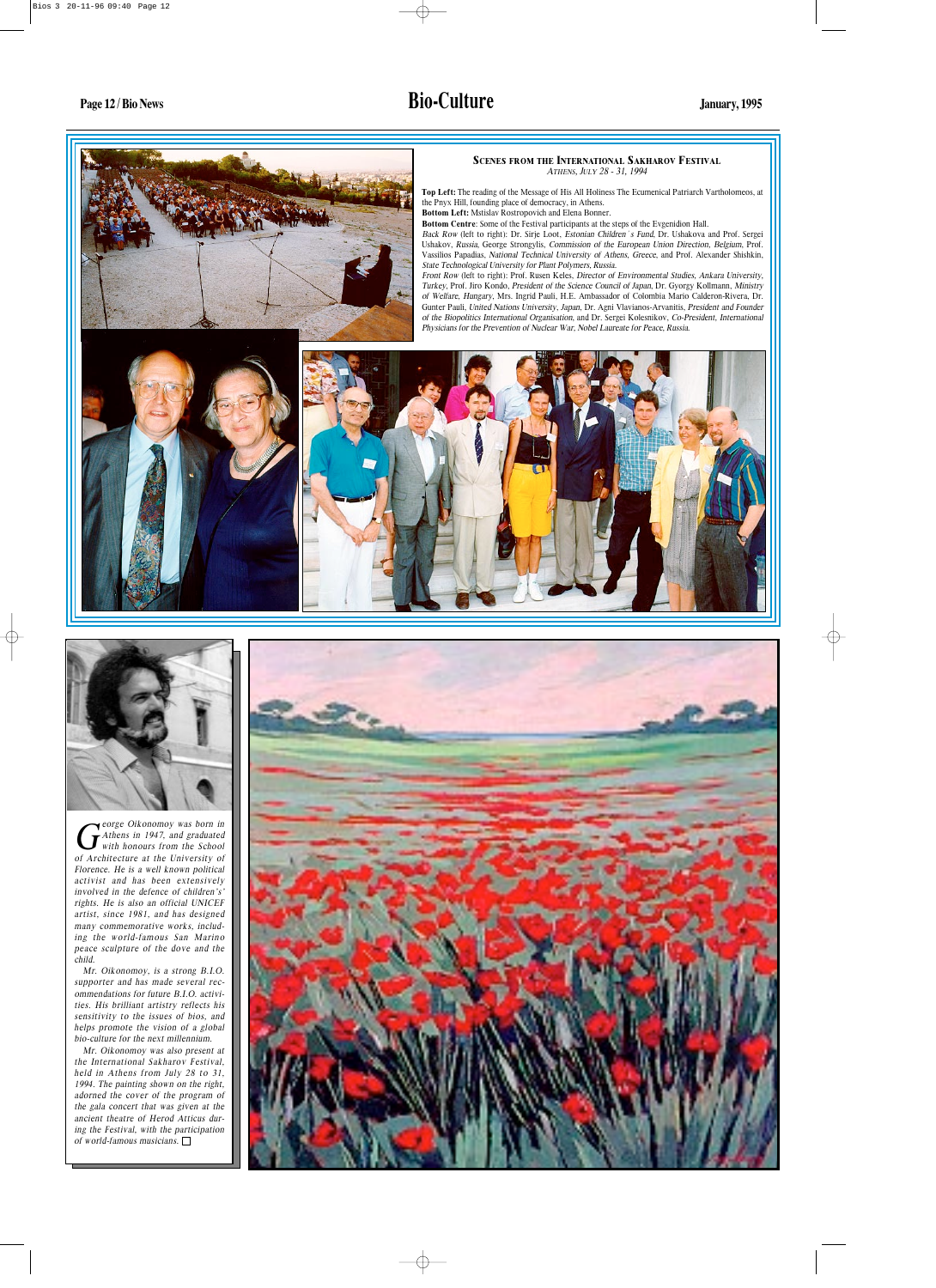# Bio-Culture

### Scenes from the International Sakharov Festival

*Athens, July 28 - 31, 1994*

**Top Left:** The reading of the Message of His All Holiness The Ecumenical Patriarch Vartholomeos, at the Pnyx Hill, founding place of democracy, in Athens.

**Bottom Left:** Mstislav Rostropovich and Elena Bonner.

**Bottom Centre**: Some of the Festival participants at the steps of the Evgenidion Hall.

*Back Row* (left to right): Dr. Sirje Loot, *Estonian Children´s Fund*, Dr. Ushakova and Prof. Sergei Ushakov, *Russia*, George Strongylis, *Commission of the European Union Direction, Belgium*, Prof. Vassilios Papadias, *National Technical University of Athens, Greece*, and Prof. Alexander Shishkin, *State Technological University for Plant Polymers, Russia.*

*Front Row* (left to right): Prof. Rusen Keles, *Director of Environmental Studies, Ankara University, Turkey*, Prof. Jiro Kondo, *President of the Science Council of Japan*, Dr. Gyorgy Kollmann, *Ministry of Welfare, Hungary*, Mrs. Ingrid Pauli, H.E. Ambassador of Colombia Mario Calderon-Rivera, Dr. Gunter Pauli, *United Nations University, Japan*, Dr. Agni Vlavianos-Arvanitis, *President and Founder of the Biopolitics International Organisation*, and Dr. Sergei Kolesnikov, *Co-President, International Physicians for the Prevention of Nuclear War, Nobel Laureate for Peace, Russia.*

*George Oikonomoy was born in Athens in 1947, and graduated with honours from the School of Architecture at the University of Florence. He is a well known political activist and has been extensively involved in the defence of children's' rights. He is also an official UNICEF artist, since 1981, and has designed many commemorative works, including the world-famous San Marino peace sculpture of the dove and the child.*

*Mr. Oikonomoy, is a strong B.I.O. supporter and has made several recommendations for future B.I.O. activities. His brilliant artistry reflects his sensitivity to the issues of bios, and helps promote the vision of a global bio-culture for the next millennium.*

*Mr. Oikonomoy was also present at the International Sakharov Festival, held in Athens from July 28 to 31, 1994. The painting shown on the right, adorned the cover of the program of the gala concert that was given at the ancient theatre of Herod Atticus during the Festival, with the participation of world-famous musicians.* □